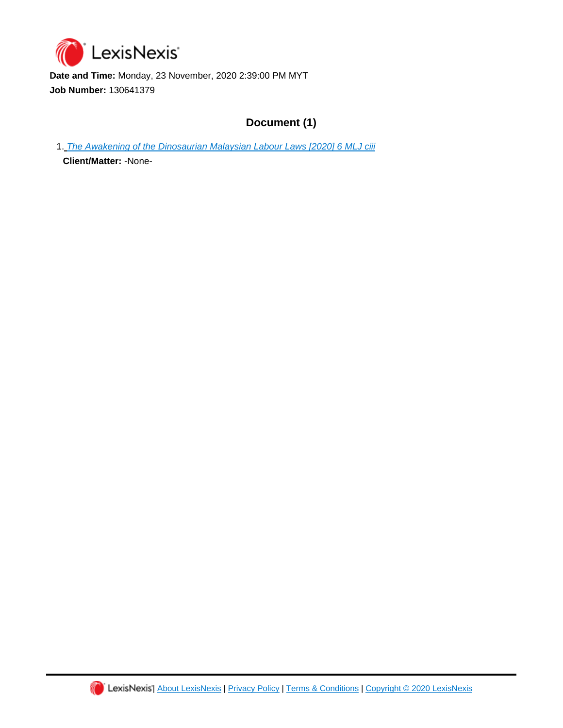**Date and Time:** Monday, 23 November, 2020 2:39:00 PM MYT

**Job Number:** 130641379

## Document (1)

1. *The Awakening of the Dinosaurian Malaysian Labour Laws [2020] 6 MLJ ciii*

   **Client/Matter:** -None-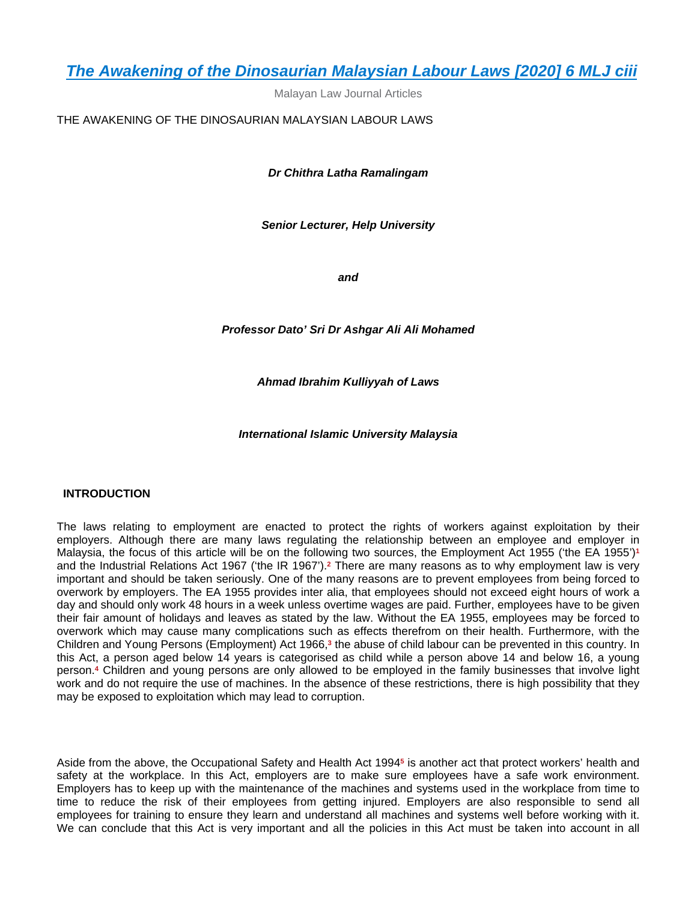# [The Awakening of the Dinosaurian Malaysian Labour Laws [2020] 6 MLJ ciii](#)

Malayan Law Journal Articles

THE AWAKENING OF THE DINOSAURIAN MALAYSIAN LABOUR LAWS

***Dr Chithra Latha Ramalingam***

***Senior Lecturer, Help University***

***and***

***Professor Dato' Sri Dr Ashgar Ali Ali Mohamed***

***Ahmad Ibrahim Kulliyyah of Laws***

***International Islamic University Malaysia***

## INTRODUCTION

The laws relating to employment are enacted to protect the rights of workers against exploitation by their employers. Although there are many laws regulating the relationship between an employee and employer in Malaysia, the focus of this article will be on the following two sources, the Employment Act 1955 ('the EA 1955')[1] and the Industrial Relations Act 1967 ('the IR 1967').[2] There are many reasons as to why employment law is very important and should be taken seriously. One of the many reasons are to prevent employees from being forced to overwork by employers. The EA 1955 provides inter alia, that employees should not exceed eight hours of work a day and should only work 48 hours in a week unless overtime wages are paid. Further, employees have to be given their fair amount of holidays and leaves as stated by the law. Without the EA 1955, employees may be forced to overwork which may cause many complications such as effects therefrom on their health. Furthermore, with the Children and Young Persons (Employment) Act 1966,[3] the abuse of child labour can be prevented in this country. In this Act, a person aged below 14 years is categorised as child while a person above 14 and below 16, a young person.[4] Children and young persons are only allowed to be employed in the family businesses that involve light work and do not require the use of machines. In the absence of these restrictions, there is high possibility that they may be exposed to exploitation which may lead to corruption.

Aside from the above, the Occupational Safety and Health Act 1994[5] is another act that protect workers' health and safety at the workplace. In this Act, employers are to make sure employees have a safe work environment. Employers has to keep up with the maintenance of the machines and systems used in the workplace from time to time to reduce the risk of their employees from getting injured. Employers are also responsible to send all employees for training to ensure they learn and understand all machines and systems well before working with it. We can conclude that this Act is very important and all the policies in this Act must be taken into account in all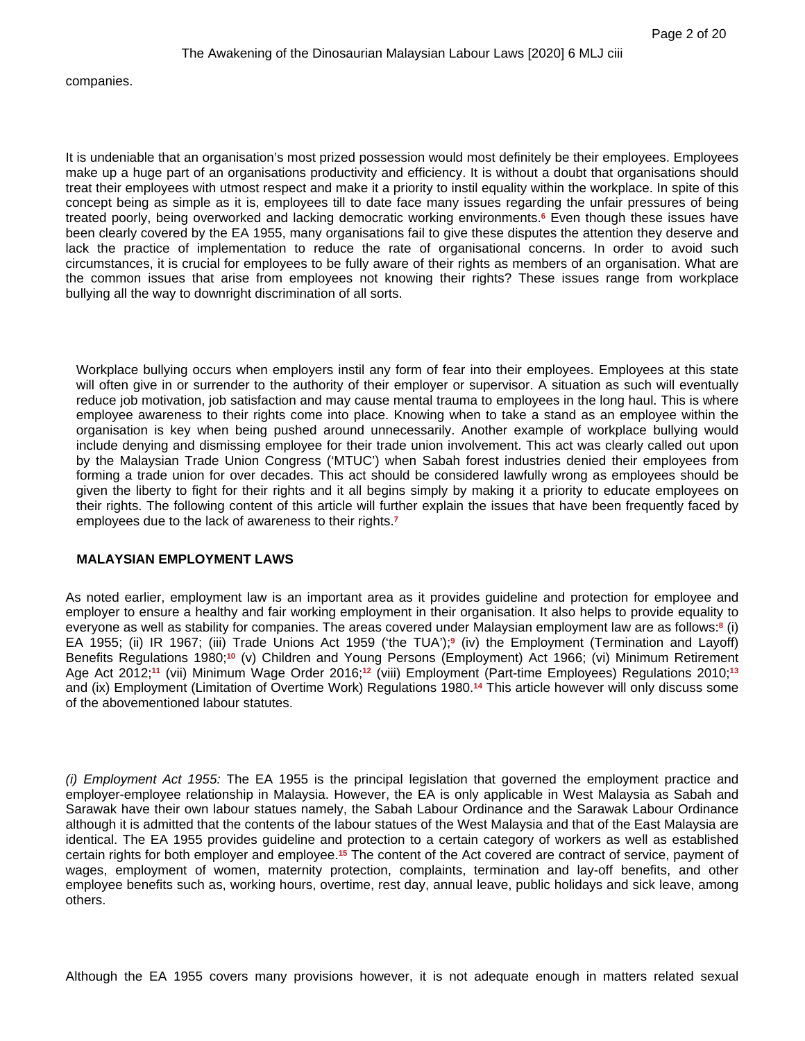companies.

It is undeniable that an organisation's most prized possession would most definitely be their employees. Employees make up a huge part of an organisations productivity and efficiency. It is without a doubt that organisations should treat their employees with utmost respect and make it a priority to instil equality within the workplace. In spite of this concept being as simple as it is, employees till to date face many issues regarding the unfair pressures of being treated poorly, being overworked and lacking democratic working environments.[6] Even though these issues have been clearly covered by the EA 1955, many organisations fail to give these disputes the attention they deserve and lack the practice of implementation to reduce the rate of organisational concerns. In order to avoid such circumstances, it is crucial for employees to be fully aware of their rights as members of an organisation. What are the common issues that arise from employees not knowing their rights? These issues range from workplace bullying all the way to downright discrimination of all sorts.

Workplace bullying occurs when employers instil any form of fear into their employees. Employees at this state will often give in or surrender to the authority of their employer or supervisor. A situation as such will eventually reduce job motivation, job satisfaction and may cause mental trauma to employees in the long haul. This is where employee awareness to their rights come into place. Knowing when to take a stand as an employee within the organisation is key when being pushed around unnecessarily. Another example of workplace bullying would include denying and dismissing employee for their trade union involvement. This act was clearly called out upon by the Malaysian Trade Union Congress ('MTUC') when Sabah forest industries denied their employees from forming a trade union for over decades. This act should be considered lawfully wrong as employees should be given the liberty to fight for their rights and it all begins simply by making it a priority to educate employees on their rights. The following content of this article will further explain the issues that have been frequently faced by employees due to the lack of awareness to their rights.[7]

## MALAYSIAN EMPLOYMENT LAWS

As noted earlier, employment law is an important area as it provides guideline and protection for employee and employer to ensure a healthy and fair working employment in their organisation. It also helps to provide equality to everyone as well as stability for companies. The areas covered under Malaysian employment law are as follows:[8] (i) EA 1955; (ii) IR 1967; (iii) Trade Unions Act 1959 ('the TUA');[9] (iv) the Employment (Termination and Layoff) Benefits Regulations 1980;[10] (v) Children and Young Persons (Employment) Act 1966; (vi) Minimum Retirement Age Act 2012;[11] (vii) Minimum Wage Order 2016;[12] (viii) Employment (Part-time Employees) Regulations 2010;[13] and (ix) Employment (Limitation of Overtime Work) Regulations 1980.[14] This article however will only discuss some of the abovementioned labour statutes.

*(i) Employment Act 1955:* The EA 1955 is the principal legislation that governed the employment practice and employer-employee relationship in Malaysia. However, the EA is only applicable in West Malaysia as Sabah and Sarawak have their own labour statues namely, the Sabah Labour Ordinance and the Sarawak Labour Ordinance although it is admitted that the contents of the labour statues of the West Malaysia and that of the East Malaysia are identical. The EA 1955 provides guideline and protection to a certain category of workers as well as established certain rights for both employer and employee.[15] The content of the Act covered are contract of service, payment of wages, employment of women, maternity protection, complaints, termination and lay-off benefits, and other employee benefits such as, working hours, overtime, rest day, annual leave, public holidays and sick leave, among others.

Although the EA 1955 covers many provisions however, it is not adequate enough in matters related sexual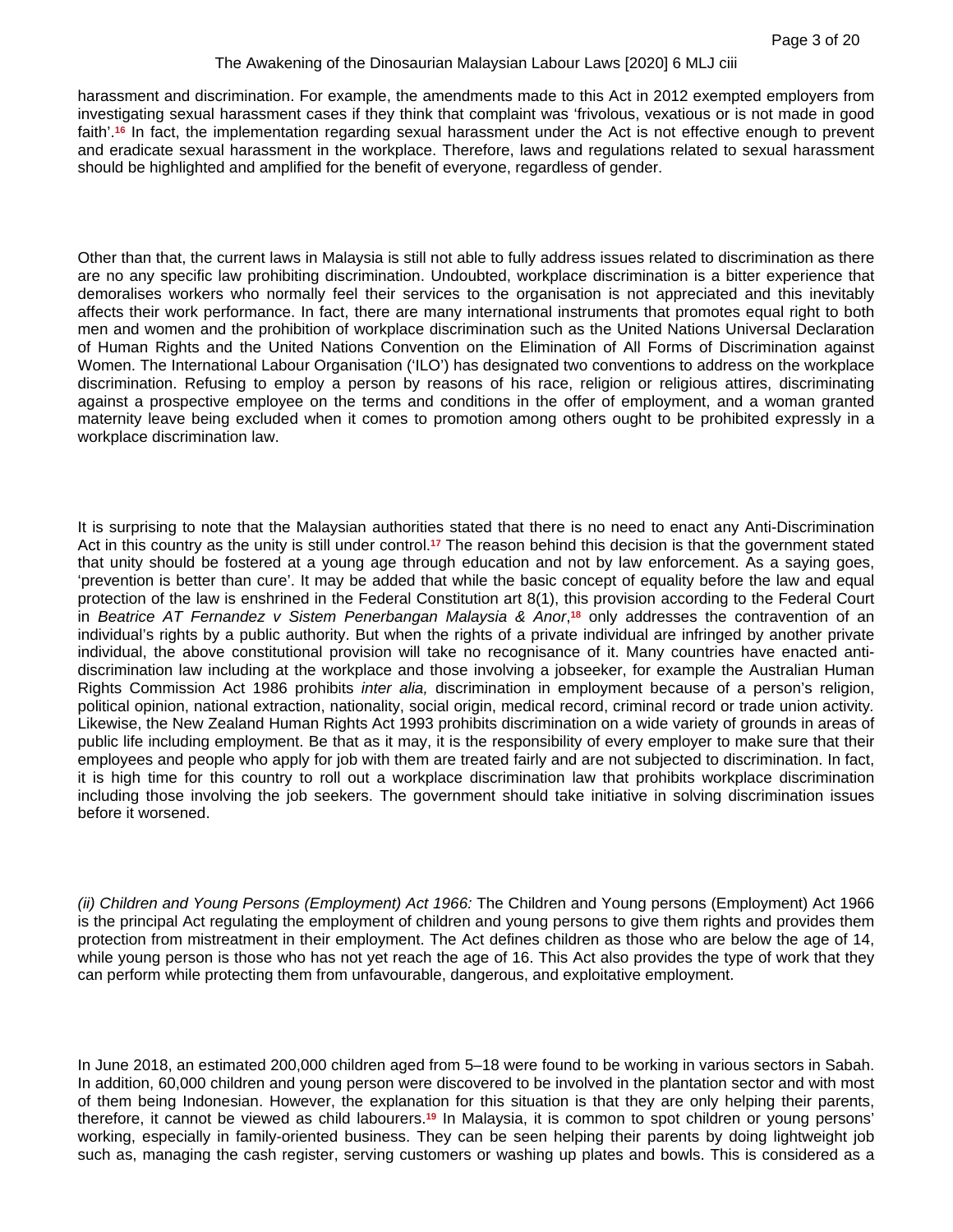harassment and discrimination. For example, the amendments made to this Act in 2012 exempted employers from investigating sexual harassment cases if they think that complaint was 'frivolous, vexatious or is not made in good faith'.[16] In fact, the implementation regarding sexual harassment under the Act is not effective enough to prevent and eradicate sexual harassment in the workplace. Therefore, laws and regulations related to sexual harassment should be highlighted and amplified for the benefit of everyone, regardless of gender.

Other than that, the current laws in Malaysia is still not able to fully address issues related to discrimination as there are no any specific law prohibiting discrimination. Undoubted, workplace discrimination is a bitter experience that demoralises workers who normally feel their services to the organisation is not appreciated and this inevitably affects their work performance. In fact, there are many international instruments that promotes equal right to both men and women and the prohibition of workplace discrimination such as the United Nations Universal Declaration of Human Rights and the United Nations Convention on the Elimination of All Forms of Discrimination against Women. The International Labour Organisation ('ILO') has designated two conventions to address on the workplace discrimination. Refusing to employ a person by reasons of his race, religion or religious attires, discriminating against a prospective employee on the terms and conditions in the offer of employment, and a woman granted maternity leave being excluded when it comes to promotion among others ought to be prohibited expressly in a workplace discrimination law.

It is surprising to note that the Malaysian authorities stated that there is no need to enact any Anti-Discrimination Act in this country as the unity is still under control.[17] The reason behind this decision is that the government stated that unity should be fostered at a young age through education and not by law enforcement. As a saying goes, 'prevention is better than cure'. It may be added that while the basic concept of equality before the law and equal protection of the law is enshrined in the Federal Constitution art 8(1), this provision according to the Federal Court in *Beatrice AT Fernandez v Sistem Penerbangan Malaysia & Anor*,[18] only addresses the contravention of an individual's rights by a public authority. But when the rights of a private individual are infringed by another private individual, the above constitutional provision will take no recognisance of it. Many countries have enacted anti-discrimination law including at the workplace and those involving a jobseeker, for example the Australian Human Rights Commission Act 1986 prohibits *inter alia,* discrimination in employment because of a person's religion, political opinion, national extraction, nationality, social origin, medical record, criminal record or trade union activity. Likewise, the New Zealand Human Rights Act 1993 prohibits discrimination on a wide variety of grounds in areas of public life including employment. Be that as it may, it is the responsibility of every employer to make sure that their employees and people who apply for job with them are treated fairly and are not subjected to discrimination. In fact, it is high time for this country to roll out a workplace discrimination law that prohibits workplace discrimination including those involving the job seekers. The government should take initiative in solving discrimination issues before it worsened.

*(ii) Children and Young Persons (Employment) Act 1966:* The Children and Young persons (Employment) Act 1966 is the principal Act regulating the employment of children and young persons to give them rights and provides them protection from mistreatment in their employment. The Act defines children as those who are below the age of 14, while young person is those who has not yet reach the age of 16. This Act also provides the type of work that they can perform while protecting them from unfavourable, dangerous, and exploitative employment.

In June 2018, an estimated 200,000 children aged from 5–18 were found to be working in various sectors in Sabah. In addition, 60,000 children and young person were discovered to be involved in the plantation sector and with most of them being Indonesian. However, the explanation for this situation is that they are only helping their parents, therefore, it cannot be viewed as child labourers.[19] In Malaysia, it is common to spot children or young persons' working, especially in family-oriented business. They can be seen helping their parents by doing lightweight job such as, managing the cash register, serving customers or washing up plates and bowls. This is considered as a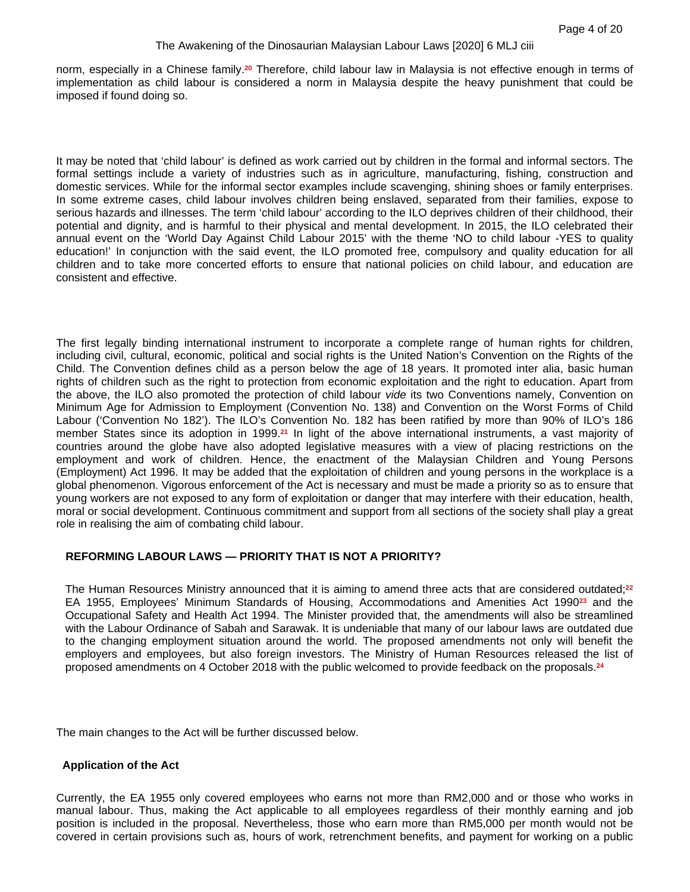norm, especially in a Chinese family.[20] Therefore, child labour law in Malaysia is not effective enough in terms of implementation as child labour is considered a norm in Malaysia despite the heavy punishment that could be imposed if found doing so.

It may be noted that 'child labour' is defined as work carried out by children in the formal and informal sectors. The formal settings include a variety of industries such as in agriculture, manufacturing, fishing, construction and domestic services. While for the informal sector examples include scavenging, shining shoes or family enterprises. In some extreme cases, child labour involves children being enslaved, separated from their families, expose to serious hazards and illnesses. The term 'child labour' according to the ILO deprives children of their childhood, their potential and dignity, and is harmful to their physical and mental development. In 2015, the ILO celebrated their annual event on the 'World Day Against Child Labour 2015' with the theme 'NO to child labour -YES to quality education!' In conjunction with the said event, the ILO promoted free, compulsory and quality education for all children and to take more concerted efforts to ensure that national policies on child labour, and education are consistent and effective.

The first legally binding international instrument to incorporate a complete range of human rights for children, including civil, cultural, economic, political and social rights is the United Nation's Convention on the Rights of the Child. The Convention defines child as a person below the age of 18 years. It promoted inter alia, basic human rights of children such as the right to protection from economic exploitation and the right to education. Apart from the above, the ILO also promoted the protection of child labour *vide* its two Conventions namely, Convention on Minimum Age for Admission to Employment (Convention No. 138) and Convention on the Worst Forms of Child Labour ('Convention No 182'). The ILO's Convention No. 182 has been ratified by more than 90% of ILO's 186 member States since its adoption in 1999.[21] In light of the above international instruments, a vast majority of countries around the globe have also adopted legislative measures with a view of placing restrictions on the employment and work of children. Hence, the enactment of the Malaysian Children and Young Persons (Employment) Act 1996. It may be added that the exploitation of children and young persons in the workplace is a global phenomenon. Vigorous enforcement of the Act is necessary and must be made a priority so as to ensure that young workers are not exposed to any form of exploitation or danger that may interfere with their education, health, moral or social development. Continuous commitment and support from all sections of the society shall play a great role in realising the aim of combating child labour.

## REFORMING LABOUR LAWS — PRIORITY THAT IS NOT A PRIORITY?

The Human Resources Ministry announced that it is aiming to amend three acts that are considered outdated;[22] EA 1955, Employees' Minimum Standards of Housing, Accommodations and Amenities Act 1990[23] and the Occupational Safety and Health Act 1994. The Minister provided that, the amendments will also be streamlined with the Labour Ordinance of Sabah and Sarawak. It is undeniable that many of our labour laws are outdated due to the changing employment situation around the world. The proposed amendments not only will benefit the employers and employees, but also foreign investors. The Ministry of Human Resources released the list of proposed amendments on 4 October 2018 with the public welcomed to provide feedback on the proposals.[24]

The main changes to the Act will be further discussed below.

### Application of the Act

Currently, the EA 1955 only covered employees who earns not more than RM2,000 and or those who works in manual labour. Thus, making the Act applicable to all employees regardless of their monthly earning and job position is included in the proposal. Nevertheless, those who earn more than RM5,000 per month would not be covered in certain provisions such as, hours of work, retrenchment benefits, and payment for working on a public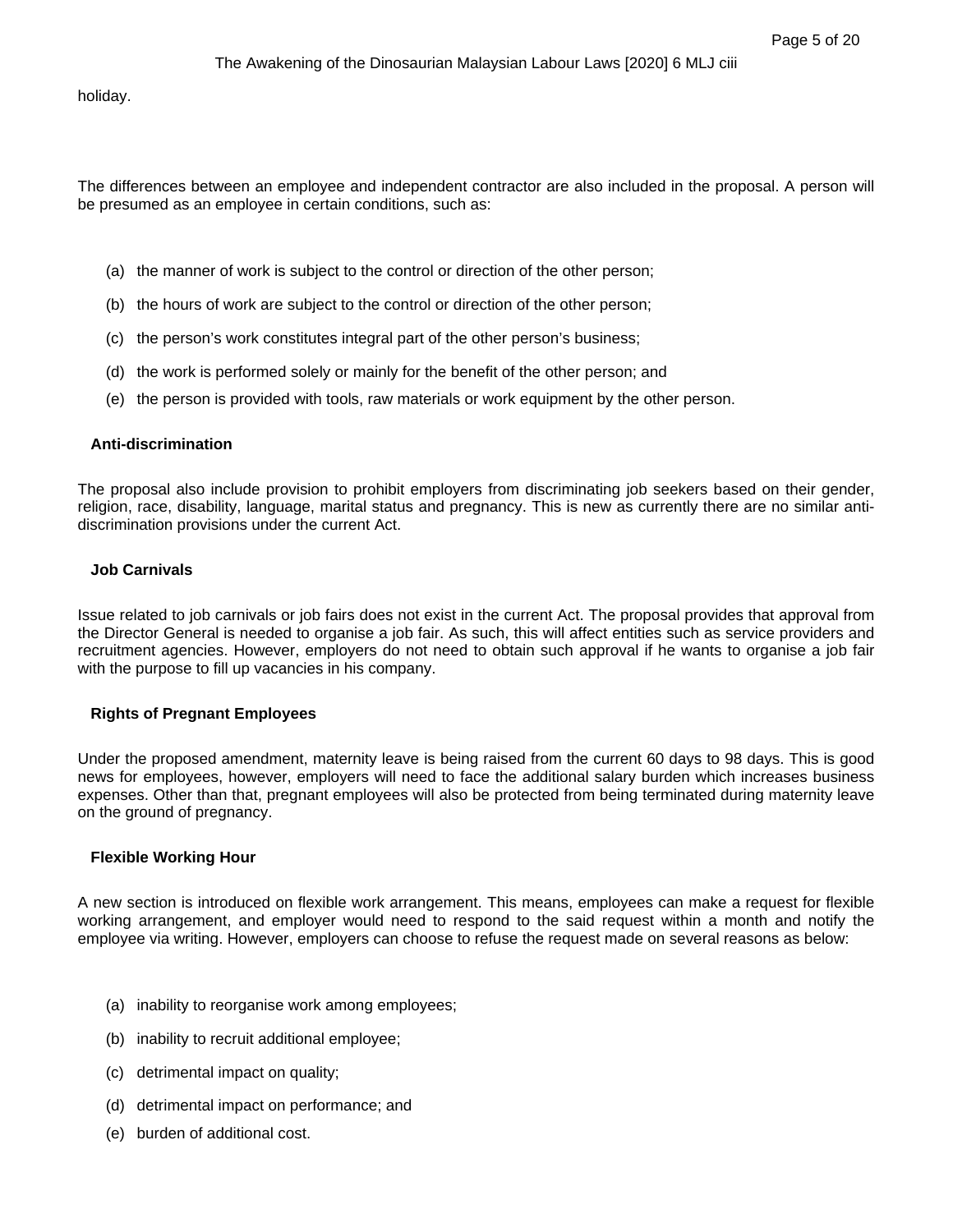holiday.

The differences between an employee and independent contractor are also included in the proposal. A person will be presumed as an employee in certain conditions, such as:

(a) the manner of work is subject to the control or direction of the other person;

(b) the hours of work are subject to the control or direction of the other person;

(c) the person's work constitutes integral part of the other person's business;

(d) the work is performed solely or mainly for the benefit of the other person; and

(e) the person is provided with tools, raw materials or work equipment by the other person.

**Anti-discrimination**

The proposal also include provision to prohibit employers from discriminating job seekers based on their gender, religion, race, disability, language, marital status and pregnancy. This is new as currently there are no similar anti-discrimination provisions under the current Act.

**Job Carnivals**

Issue related to job carnivals or job fairs does not exist in the current Act. The proposal provides that approval from the Director General is needed to organise a job fair. As such, this will affect entities such as service providers and recruitment agencies. However, employers do not need to obtain such approval if he wants to organise a job fair with the purpose to fill up vacancies in his company.

**Rights of Pregnant Employees**

Under the proposed amendment, maternity leave is being raised from the current 60 days to 98 days. This is good news for employees, however, employers will need to face the additional salary burden which increases business expenses. Other than that, pregnant employees will also be protected from being terminated during maternity leave on the ground of pregnancy.

**Flexible Working Hour**

A new section is introduced on flexible work arrangement. This means, employees can make a request for flexible working arrangement, and employer would need to respond to the said request within a month and notify the employee via writing. However, employers can choose to refuse the request made on several reasons as below:

(a) inability to reorganise work among employees;

(b) inability to recruit additional employee;

(c) detrimental impact on quality;

(d) detrimental impact on performance; and

(e) burden of additional cost.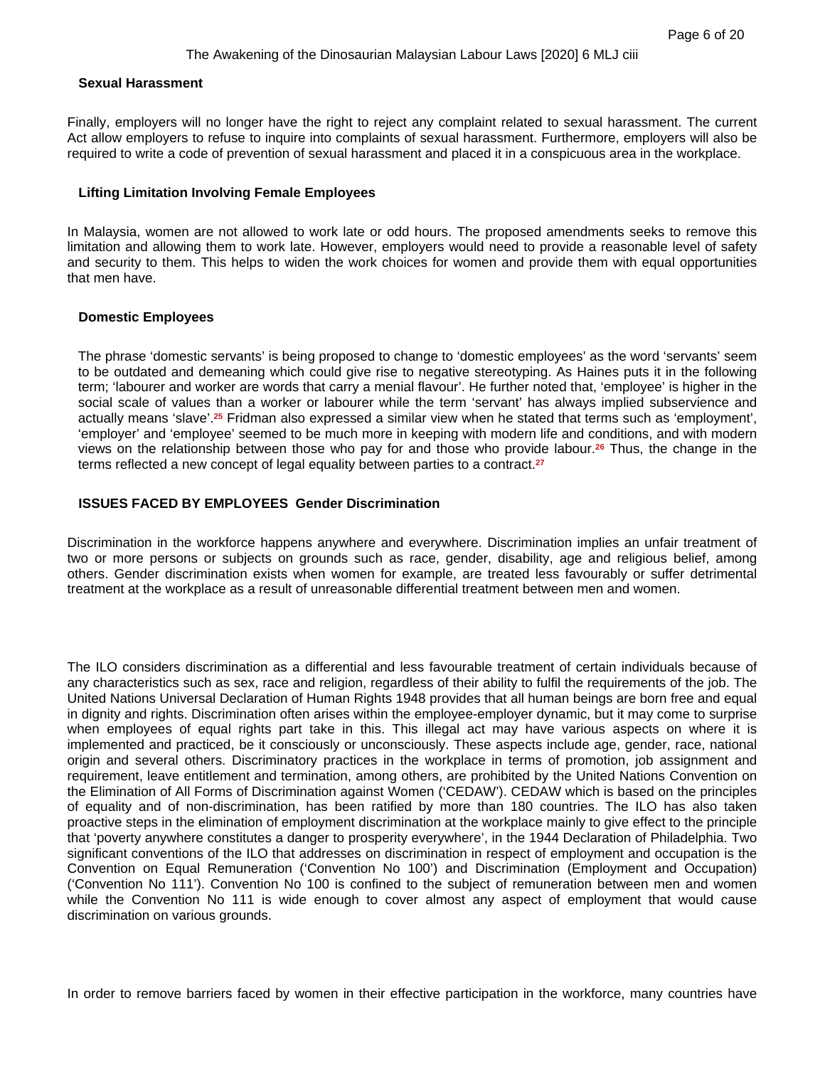### Sexual Harassment

Finally, employers will no longer have the right to reject any complaint related to sexual harassment. The current Act allow employers to refuse to inquire into complaints of sexual harassment. Furthermore, employers will also be required to write a code of prevention of sexual harassment and placed it in a conspicuous area in the workplace.

### Lifting Limitation Involving Female Employees

In Malaysia, women are not allowed to work late or odd hours. The proposed amendments seeks to remove this limitation and allowing them to work late. However, employers would need to provide a reasonable level of safety and security to them. This helps to widen the work choices for women and provide them with equal opportunities that men have.

### Domestic Employees

The phrase 'domestic servants' is being proposed to change to 'domestic employees' as the word 'servants' seem to be outdated and demeaning which could give rise to negative stereotyping. As Haines puts it in the following term; 'labourer and worker are words that carry a menial flavour'. He further noted that, 'employee' is higher in the social scale of values than a worker or labourer while the term 'servant' has always implied subservience and actually means 'slave'.[25] Fridman also expressed a similar view when he stated that terms such as 'employment', 'employer' and 'employee' seemed to be much more in keeping with modern life and conditions, and with modern views on the relationship between those who pay for and those who provide labour.[26] Thus, the change in the terms reflected a new concept of legal equality between parties to a contract.[27]

### ISSUES FACED BY EMPLOYEES Gender Discrimination

Discrimination in the workforce happens anywhere and everywhere. Discrimination implies an unfair treatment of two or more persons or subjects on grounds such as race, gender, disability, age and religious belief, among others. Gender discrimination exists when women for example, are treated less favourably or suffer detrimental treatment at the workplace as a result of unreasonable differential treatment between men and women.

The ILO considers discrimination as a differential and less favourable treatment of certain individuals because of any characteristics such as sex, race and religion, regardless of their ability to fulfil the requirements of the job. The United Nations Universal Declaration of Human Rights 1948 provides that all human beings are born free and equal in dignity and rights. Discrimination often arises within the employee-employer dynamic, but it may come to surprise when employees of equal rights part take in this. This illegal act may have various aspects on where it is implemented and practiced, be it consciously or unconsciously. These aspects include age, gender, race, national origin and several others. Discriminatory practices in the workplace in terms of promotion, job assignment and requirement, leave entitlement and termination, among others, are prohibited by the United Nations Convention on the Elimination of All Forms of Discrimination against Women ('CEDAW'). CEDAW which is based on the principles of equality and of non-discrimination, has been ratified by more than 180 countries. The ILO has also taken proactive steps in the elimination of employment discrimination at the workplace mainly to give effect to the principle that 'poverty anywhere constitutes a danger to prosperity everywhere', in the 1944 Declaration of Philadelphia. Two significant conventions of the ILO that addresses on discrimination in respect of employment and occupation is the Convention on Equal Remuneration ('Convention No 100') and Discrimination (Employment and Occupation) ('Convention No 111'). Convention No 100 is confined to the subject of remuneration between men and women while the Convention No 111 is wide enough to cover almost any aspect of employment that would cause discrimination on various grounds.

In order to remove barriers faced by women in their effective participation in the workforce, many countries have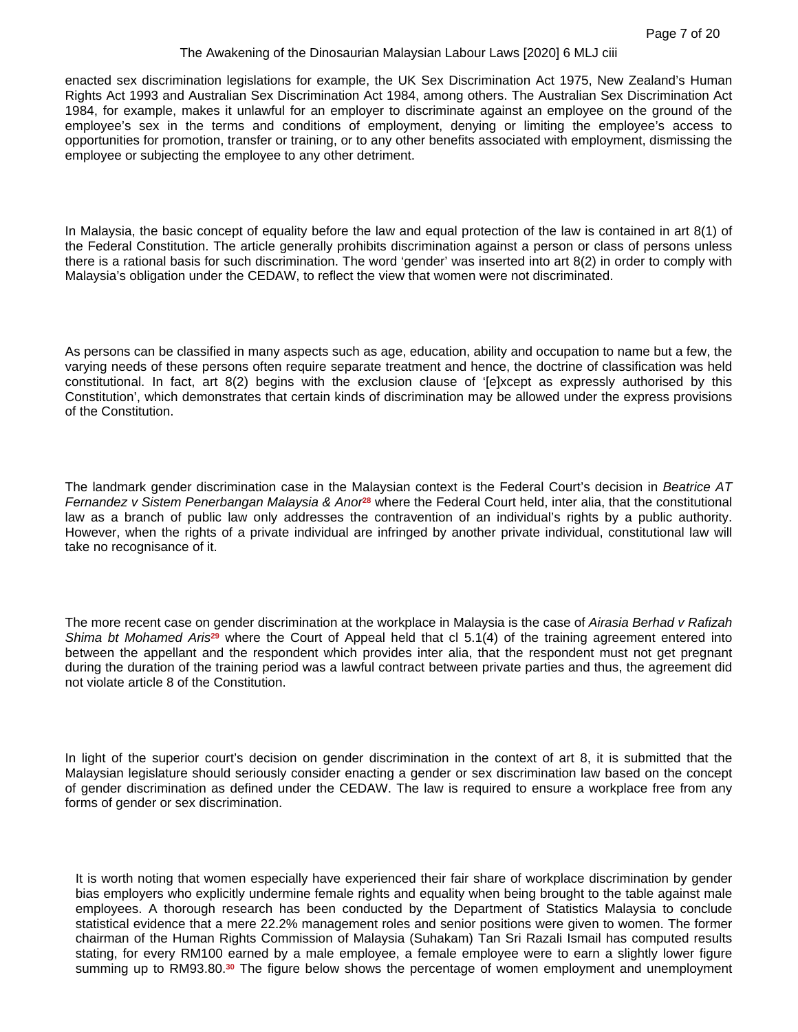enacted sex discrimination legislations for example, the UK Sex Discrimination Act 1975, New Zealand's Human Rights Act 1993 and Australian Sex Discrimination Act 1984, among others. The Australian Sex Discrimination Act 1984, for example, makes it unlawful for an employer to discriminate against an employee on the ground of the employee's sex in the terms and conditions of employment, denying or limiting the employee's access to opportunities for promotion, transfer or training, or to any other benefits associated with employment, dismissing the employee or subjecting the employee to any other detriment.

In Malaysia, the basic concept of equality before the law and equal protection of the law is contained in art 8(1) of the Federal Constitution. The article generally prohibits discrimination against a person or class of persons unless there is a rational basis for such discrimination. The word 'gender' was inserted into art 8(2) in order to comply with Malaysia's obligation under the CEDAW, to reflect the view that women were not discriminated.

As persons can be classified in many aspects such as age, education, ability and occupation to name but a few, the varying needs of these persons often require separate treatment and hence, the doctrine of classification was held constitutional. In fact, art 8(2) begins with the exclusion clause of '[e]xcept as expressly authorised by this Constitution', which demonstrates that certain kinds of discrimination may be allowed under the express provisions of the Constitution.

The landmark gender discrimination case in the Malaysian context is the Federal Court's decision in *Beatrice AT Fernandez v Sistem Penerbangan Malaysia & Anor*[28] where the Federal Court held, inter alia, that the constitutional law as a branch of public law only addresses the contravention of an individual's rights by a public authority. However, when the rights of a private individual are infringed by another private individual, constitutional law will take no recognisance of it.

The more recent case on gender discrimination at the workplace in Malaysia is the case of *Airasia Berhad v Rafizah Shima bt Mohamed Aris*[29] where the Court of Appeal held that cl 5.1(4) of the training agreement entered into between the appellant and the respondent which provides inter alia, that the respondent must not get pregnant during the duration of the training period was a lawful contract between private parties and thus, the agreement did not violate article 8 of the Constitution.

In light of the superior court's decision on gender discrimination in the context of art 8, it is submitted that the Malaysian legislature should seriously consider enacting a gender or sex discrimination law based on the concept of gender discrimination as defined under the CEDAW. The law is required to ensure a workplace free from any forms of gender or sex discrimination.

It is worth noting that women especially have experienced their fair share of workplace discrimination by gender bias employers who explicitly undermine female rights and equality when being brought to the table against male employees. A thorough research has been conducted by the Department of Statistics Malaysia to conclude statistical evidence that a mere 22.2% management roles and senior positions were given to women. The former chairman of the Human Rights Commission of Malaysia (Suhakam) Tan Sri Razali Ismail has computed results stating, for every RM100 earned by a male employee, a female employee were to earn a slightly lower figure summing up to RM93.80.[30] The figure below shows the percentage of women employment and unemployment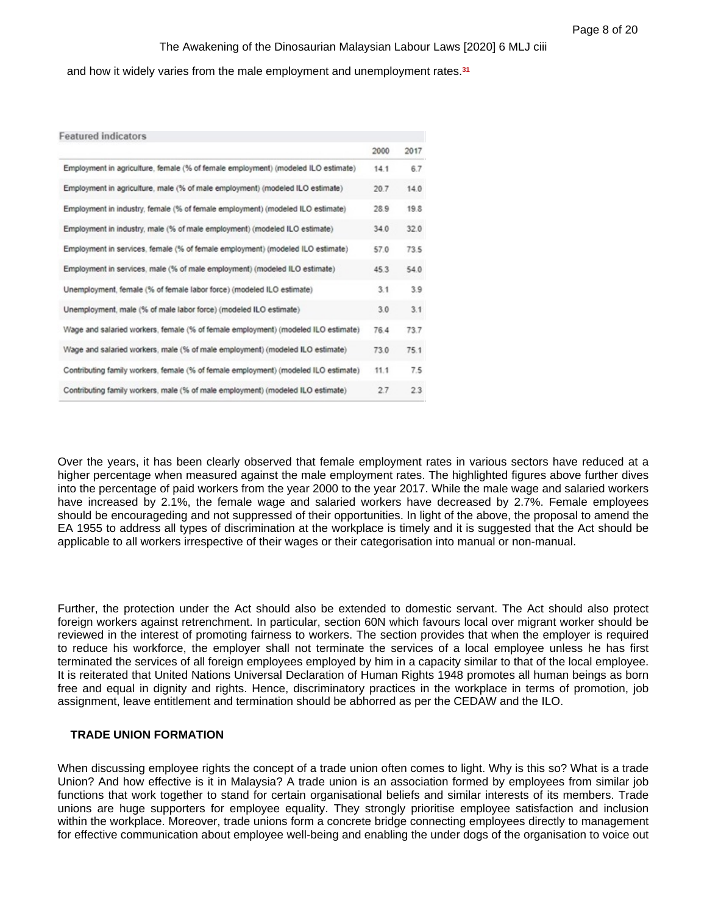and how it widely varies from the male employment and unemployment rates.[31]

| Featured indicators | 2000 | 2017 |
|---|---|---|
| Employment in agriculture, female (% of female employment) (modeled ILO estimate) | 14.1 | 6.7 |
| Employment in agriculture, male (% of male employment) (modeled ILO estimate) | 20.7 | 14.0 |
| Employment in industry, female (% of female employment) (modeled ILO estimate) | 28.9 | 19.8 |
| Employment in industry, male (% of male employment) (modeled ILO estimate) | 34.0 | 32.0 |
| Employment in services, female (% of female employment) (modeled ILO estimate) | 57.0 | 73.5 |
| Employment in services, male (% of male employment) (modeled ILO estimate) | 45.3 | 54.0 |
| Unemployment, female (% of female labor force) (modeled ILO estimate) | 3.1 | 3.9 |
| Unemployment, male (% of male labor force) (modeled ILO estimate) | 3.0 | 3.1 |
| Wage and salaried workers, female (% of female employment) (modeled ILO estimate) | 76.4 | 73.7 |
| Wage and salaried workers, male (% of male employment) (modeled ILO estimate) | 73.0 | 75.1 |
| Contributing family workers, female (% of female employment) (modeled ILO estimate) | 11.1 | 7.5 |
| Contributing family workers, male (% of male employment) (modeled ILO estimate) | 2.7 | 2.3 |

Over the years, it has been clearly observed that female employment rates in various sectors have reduced at a higher percentage when measured against the male employment rates. The highlighted figures above further dives into the percentage of paid workers from the year 2000 to the year 2017. While the male wage and salaried workers have increased by 2.1%, the female wage and salaried workers have decreased by 2.7%. Female employees should be encourageding and not suppressed of their opportunities. In light of the above, the proposal to amend the EA 1955 to address all types of discrimination at the workplace is timely and it is suggested that the Act should be applicable to all workers irrespective of their wages or their categorisation into manual or non-manual.

Further, the protection under the Act should also be extended to domestic servant. The Act should also protect foreign workers against retrenchment. In particular, section 60N which favours local over migrant worker should be reviewed in the interest of promoting fairness to workers. The section provides that when the employer is required to reduce his workforce, the employer shall not terminate the services of a local employee unless he has first terminated the services of all foreign employees employed by him in a capacity similar to that of the local employee. It is reiterated that United Nations Universal Declaration of Human Rights 1948 promotes all human beings as born free and equal in dignity and rights. Hence, discriminatory practices in the workplace in terms of promotion, job assignment, leave entitlement and termination should be abhorred as per the CEDAW and the ILO.

**TRADE UNION FORMATION**

When discussing employee rights the concept of a trade union often comes to light. Why is this so? What is a trade Union? And how effective is it in Malaysia? A trade union is an association formed by employees from similar job functions that work together to stand for certain organisational beliefs and similar interests of its members. Trade unions are huge supporters for employee equality. They strongly prioritise employee satisfaction and inclusion within the workplace. Moreover, trade unions form a concrete bridge connecting employees directly to management for effective communication about employee well-being and enabling the under dogs of the organisation to voice out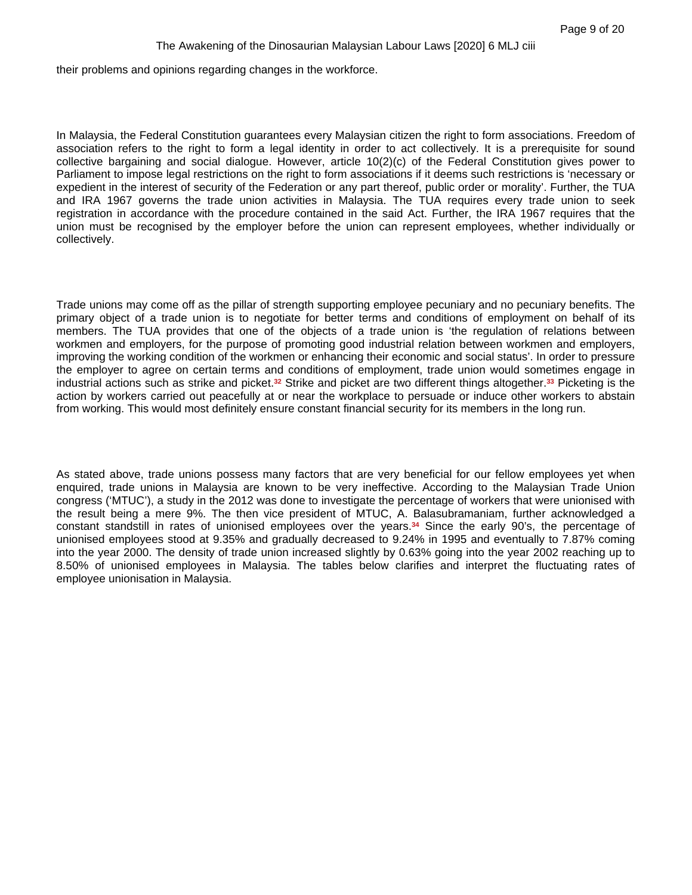their problems and opinions regarding changes in the workforce.

In Malaysia, the Federal Constitution guarantees every Malaysian citizen the right to form associations. Freedom of association refers to the right to form a legal identity in order to act collectively. It is a prerequisite for sound collective bargaining and social dialogue. However, article 10(2)(c) of the Federal Constitution gives power to Parliament to impose legal restrictions on the right to form associations if it deems such restrictions is 'necessary or expedient in the interest of security of the Federation or any part thereof, public order or morality'. Further, the TUA and IRA 1967 governs the trade union activities in Malaysia. The TUA requires every trade union to seek registration in accordance with the procedure contained in the said Act. Further, the IRA 1967 requires that the union must be recognised by the employer before the union can represent employees, whether individually or collectively.

Trade unions may come off as the pillar of strength supporting employee pecuniary and no pecuniary benefits. The primary object of a trade union is to negotiate for better terms and conditions of employment on behalf of its members. The TUA provides that one of the objects of a trade union is 'the regulation of relations between workmen and employers, for the purpose of promoting good industrial relation between workmen and employers, improving the working condition of the workmen or enhancing their economic and social status'. In order to pressure the employer to agree on certain terms and conditions of employment, trade union would sometimes engage in industrial actions such as strike and picket.[32] Strike and picket are two different things altogether.[33] Picketing is the action by workers carried out peacefully at or near the workplace to persuade or induce other workers to abstain from working. This would most definitely ensure constant financial security for its members in the long run.

As stated above, trade unions possess many factors that are very beneficial for our fellow employees yet when enquired, trade unions in Malaysia are known to be very ineffective. According to the Malaysian Trade Union congress ('MTUC'), a study in the 2012 was done to investigate the percentage of workers that were unionised with the result being a mere 9%. The then vice president of MTUC, A. Balasubramaniam, further acknowledged a constant standstill in rates of unionised employees over the years.[34] Since the early 90's, the percentage of unionised employees stood at 9.35% and gradually decreased to 9.24% in 1995 and eventually to 7.87% coming into the year 2000. The density of trade union increased slightly by 0.63% going into the year 2002 reaching up to 8.50% of unionised employees in Malaysia. The tables below clarifies and interpret the fluctuating rates of employee unionisation in Malaysia.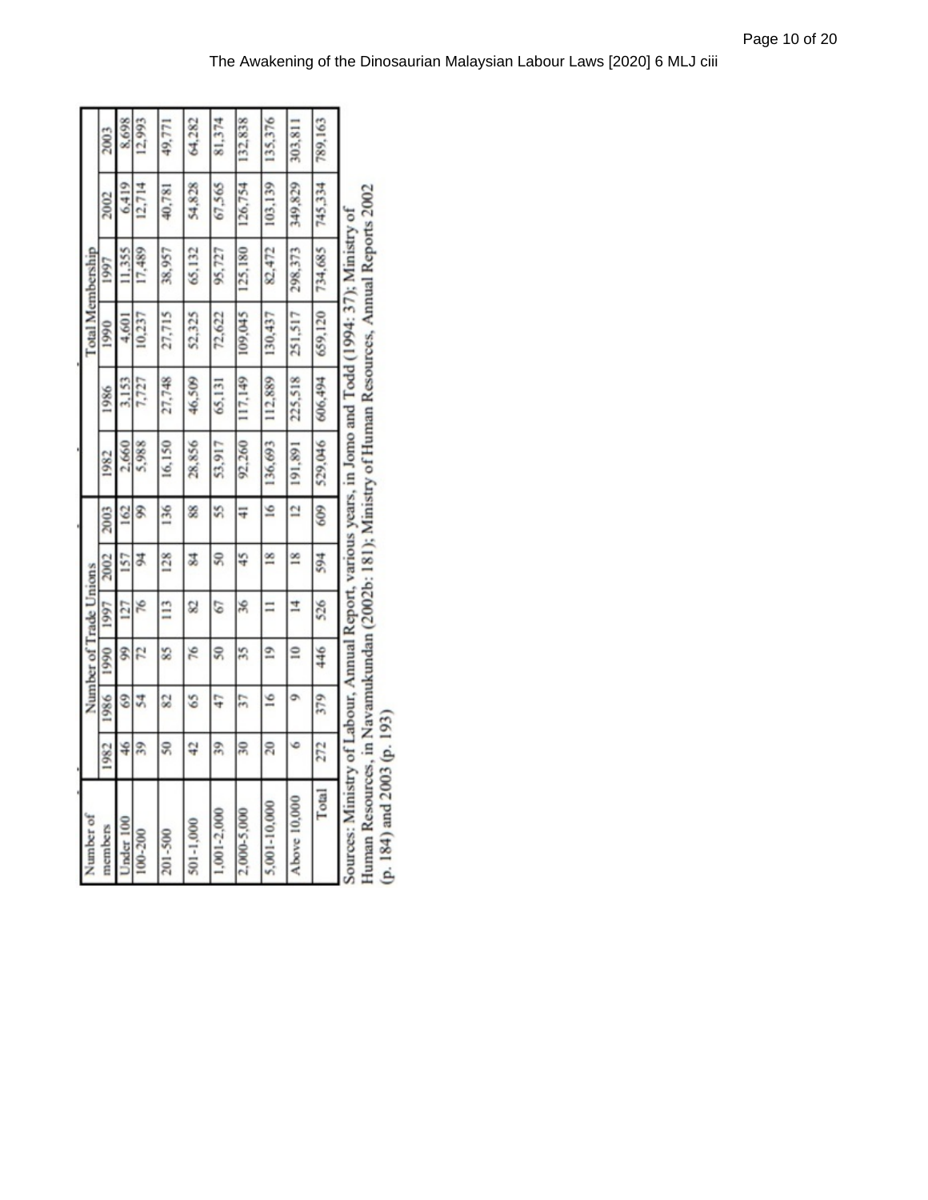| Number of members | Number of Trade Unions | | | | | | Total Membership | | | | | |
|---|---|---|---|---|---|---|---|---|---|---|---|---|
| | 1982 | 1986 | 1990 | 1997 | 2002 | 2003 | 1982 | 1986 | 1990 | 1997 | 2002 | 2003 |
| Under 100 | 46 | 69 | 99 | 127 | 157 | 162 | 2,660 | 3,153 | 4,601 | 11,355 | 6,419 | 8,698 |
| 100-200 | 39 | 54 | 72 | 76 | 94 | 99 | 5,988 | 7,727 | 10,237 | 17,489 | 12,714 | 12,993 |
| 201-500 | 50 | 82 | 85 | 113 | 128 | 136 | 16,150 | 27,748 | 27,715 | 38,957 | 40,781 | 49,771 |
| 501-1,000 | 42 | 65 | 76 | 82 | 84 | 88 | 28,856 | 46,509 | 52,325 | 65,132 | 54,828 | 64,282 |
| 1,001-2,000 | 39 | 47 | 50 | 67 | 50 | 55 | 53,917 | 65,131 | 72,622 | 95,727 | 67,565 | 81,374 |
| 2,000-5,000 | 30 | 37 | 35 | 36 | 45 | 41 | 92,260 | 117,149 | 109,045 | 125,180 | 126,754 | 132,838 |
| 5,001-10,000 | 20 | 16 | 19 | 11 | 18 | 16 | 136,693 | 112,889 | 130,437 | 82,472 | 103,139 | 135,376 |
| Above 10,000 | 6 | 9 | 10 | 14 | 18 | 12 | 191,891 | 225,518 | 251,517 | 298,373 | 349,829 | 303,811 |
| Total | 272 | 379 | 446 | 526 | 594 | 609 | 529,046 | 606,494 | 659,120 | 734,685 | 745,334 | 789,163 |

Sources: Ministry of Labour, Annual Report, various years, in Jomo and Todd (1994: 37); Ministry of Human Resources, in Navamukundan (2002b: 181); Ministry of Human Resources, Annual Reports 2002 (p. 184) and 2003 (p. 193)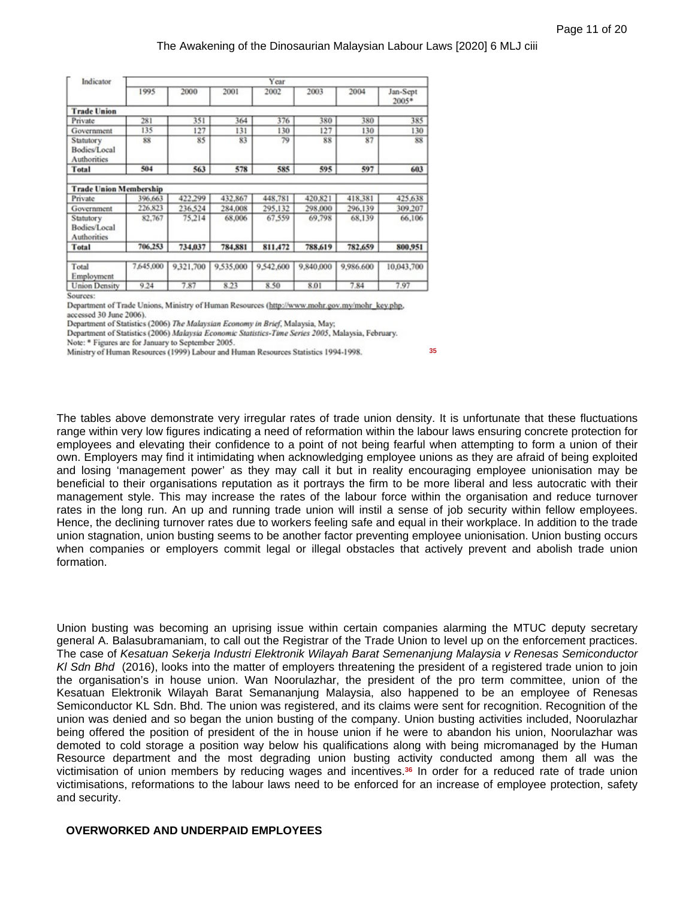| Indicator | Year | | | | | | |
|---|---|---|---|---|---|---|---|
| | 1995 | 2000 | 2001 | 2002 | 2003 | 2004 | Jan-Sept 2005* |
| **Trade Union** | | | | | | | |
| Private | 281 | 351 | 364 | 376 | 380 | 380 | 385 |
| Government | 135 | 127 | 131 | 130 | 127 | 130 | 130 |
| Statutory Bodies/Local Authorities | 88 | 85 | 83 | 79 | 88 | 87 | 88 |
| **Total** | **504** | **563** | **578** | **585** | **595** | **597** | **603** |
| **Trade Union Membership** | | | | | | | |
| Private | 396,663 | 422,299 | 432,867 | 448,781 | 420,821 | 418,381 | 425,638 |
| Government | 226,823 | 236,524 | 284,008 | 295,132 | 298,000 | 296,139 | 309,207 |
| Statutory Bodies/Local Authorities | 82,767 | 75,214 | 68,006 | 67,559 | 69,798 | 68,139 | 66,106 |
| **Total** | **706,253** | **734,037** | **784,881** | **811,472** | **788,619** | **782,659** | **800,951** |
| Total Employment | 7,645,000 | 9,321,700 | 9,535,000 | 9,542,600 | 9,840,000 | 9,986,600 | 10,043,700 |
| Union Density | 9.24 | 7.87 | 8.23 | 8.50 | 8.01 | 7.84 | 7.97 |

Sources:

Department of Trade Unions, Ministry of Human Resources (http://www.mohr.gov.my/mohr_key.php, accessed 30 June 2006).

Department of Statistics (2006) *The Malaysian Economy in Brief*, Malaysia, May;

Department of Statistics (2006) *Malaysia Economic Statistics-Time Series 2005*, Malaysia, February.

Note: * Figures are for January to September 2005.

Ministry of Human Resources (1999) Labour and Human Resources Statistics 1994-1998. [35]

The tables above demonstrate very irregular rates of trade union density. It is unfortunate that these fluctuations range within very low figures indicating a need of reformation within the labour laws ensuring concrete protection for employees and elevating their confidence to a point of not being fearful when attempting to form a union of their own. Employers may find it intimidating when acknowledging employee unions as they are afraid of being exploited and losing 'management power' as they may call it but in reality encouraging employee unionisation may be beneficial to their organisations reputation as it portrays the firm to be more liberal and less autocratic with their management style. This may increase the rates of the labour force within the organisation and reduce turnover rates in the long run. An up and running trade union will instil a sense of job security within fellow employees. Hence, the declining turnover rates due to workers feeling safe and equal in their workplace. In addition to the trade union stagnation, union busting seems to be another factor preventing employee unionisation. Union busting occurs when companies or employers commit legal or illegal obstacles that actively prevent and abolish trade union formation.

Union busting was becoming an uprising issue within certain companies alarming the MTUC deputy secretary general A. Balasubramaniam, to call out the Registrar of the Trade Union to level up on the enforcement practices. The case of *Kesatuan Sekerja Industri Elektronik Wilayah Barat Semenanjung Malaysia v Renesas Semiconductor Kl Sdn Bhd* (2016), looks into the matter of employers threatening the president of a registered trade union to join the organisation's in house union. Wan Noorulazhar, the president of the pro term committee, union of the Kesatuan Elektronik Wilayah Barat Semananjung Malaysia, also happened to be an employee of Renesas Semiconductor KL Sdn. Bhd. The union was registered, and its claims were sent for recognition. Recognition of the union was denied and so began the union busting of the company. Union busting activities included, Noorulazhar being offered the position of president of the in house union if he were to abandon his union, Noorulazhar was demoted to cold storage a position way below his qualifications along with being micromanaged by the Human Resource department and the most degrading union busting activity conducted among them all was the victimisation of union members by reducing wages and incentives.[36] In order for a reduced rate of trade union victimisations, reformations to the labour laws need to be enforced for an increase of employee protection, safety and security.

## OVERWORKED AND UNDERPAID EMPLOYEES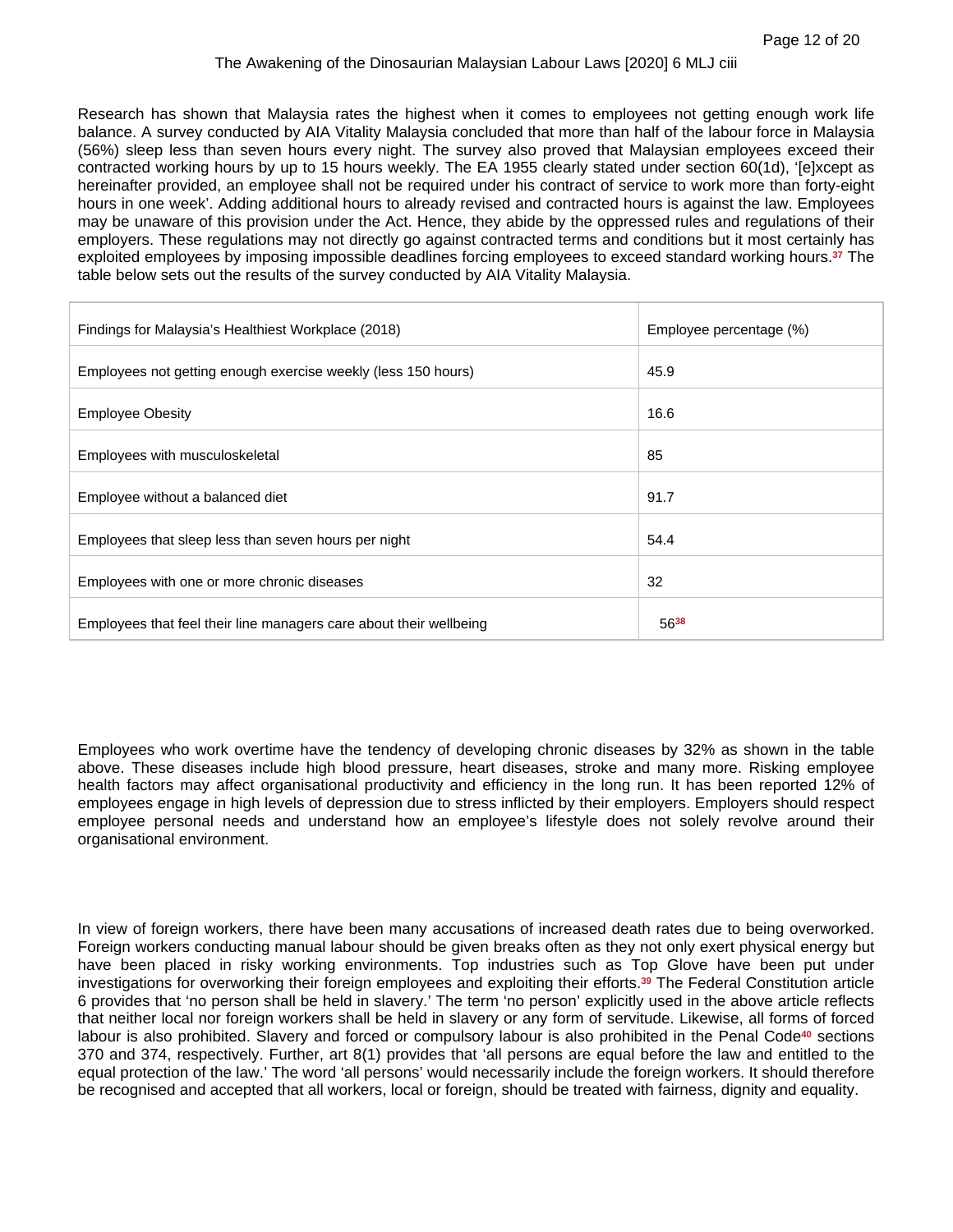Research has shown that Malaysia rates the highest when it comes to employees not getting enough work life balance. A survey conducted by AIA Vitality Malaysia concluded that more than half of the labour force in Malaysia (56%) sleep less than seven hours every night. The survey also proved that Malaysian employees exceed their contracted working hours by up to 15 hours weekly. The EA 1955 clearly stated under section 60(1d), '[e]xcept as hereinafter provided, an employee shall not be required under his contract of service to work more than forty-eight hours in one week'. Adding additional hours to already revised and contracted hours is against the law. Employees may be unaware of this provision under the Act. Hence, they abide by the oppressed rules and regulations of their employers. These regulations may not directly go against contracted terms and conditions but it most certainly has exploited employees by imposing impossible deadlines forcing employees to exceed standard working hours.[37] The table below sets out the results of the survey conducted by AIA Vitality Malaysia.

| Findings for Malaysia's Healthiest Workplace (2018) | Employee percentage (%) |
|---|---|
| Employees not getting enough exercise weekly (less 150 hours) | 45.9 |
| Employee Obesity | 16.6 |
| Employees with musculoskeletal | 85 |
| Employee without a balanced diet | 91.7 |
| Employees that sleep less than seven hours per night | 54.4 |
| Employees with one or more chronic diseases | 32 |
| Employees that feel their line managers care about their wellbeing | 56[38] |

Employees who work overtime have the tendency of developing chronic diseases by 32% as shown in the table above. These diseases include high blood pressure, heart diseases, stroke and many more. Risking employee health factors may affect organisational productivity and efficiency in the long run. It has been reported 12% of employees engage in high levels of depression due to stress inflicted by their employers. Employers should respect employee personal needs and understand how an employee's lifestyle does not solely revolve around their organisational environment.

In view of foreign workers, there have been many accusations of increased death rates due to being overworked. Foreign workers conducting manual labour should be given breaks often as they not only exert physical energy but have been placed in risky working environments. Top industries such as Top Glove have been put under investigations for overworking their foreign employees and exploiting their efforts.[39] The Federal Constitution article 6 provides that 'no person shall be held in slavery.' The term 'no person' explicitly used in the above article reflects that neither local nor foreign workers shall be held in slavery or any form of servitude. Likewise, all forms of forced labour is also prohibited. Slavery and forced or compulsory labour is also prohibited in the Penal Code[40] sections 370 and 374, respectively. Further, art 8(1) provides that 'all persons are equal before the law and entitled to the equal protection of the law.' The word 'all persons' would necessarily include the foreign workers. It should therefore be recognised and accepted that all workers, local or foreign, should be treated with fairness, dignity and equality.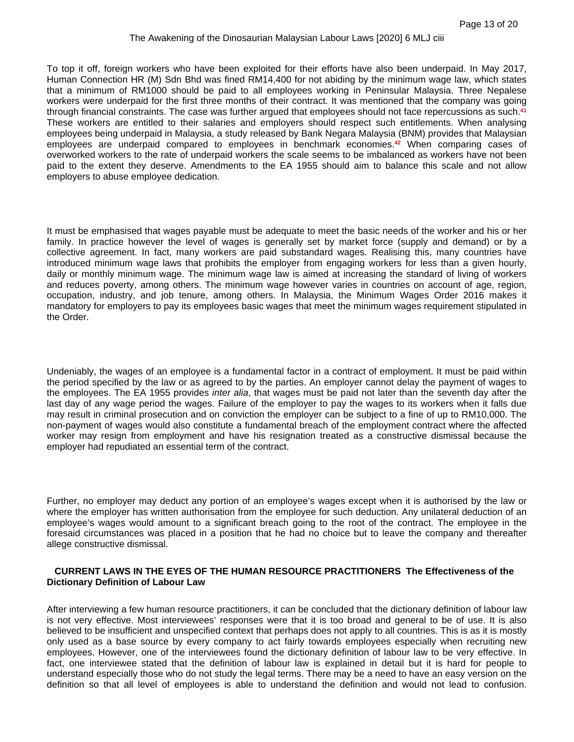To top it off, foreign workers who have been exploited for their efforts have also been underpaid. In May 2017, Human Connection HR (M) Sdn Bhd was fined RM14,400 for not abiding by the minimum wage law, which states that a minimum of RM1000 should be paid to all employees working in Peninsular Malaysia. Three Nepalese workers were underpaid for the first three months of their contract. It was mentioned that the company was going through financial constraints. The case was further argued that employees should not face repercussions as such.[41] These workers are entitled to their salaries and employers should respect such entitlements. When analysing employees being underpaid in Malaysia, a study released by Bank Negara Malaysia (BNM) provides that Malaysian employees are underpaid compared to employees in benchmark economies.[42] When comparing cases of overworked workers to the rate of underpaid workers the scale seems to be imbalanced as workers have not been paid to the extent they deserve. Amendments to the EA 1955 should aim to balance this scale and not allow employers to abuse employee dedication.

It must be emphasised that wages payable must be adequate to meet the basic needs of the worker and his or her family. In practice however the level of wages is generally set by market force (supply and demand) or by a collective agreement. In fact, many workers are paid substandard wages. Realising this, many countries have introduced minimum wage laws that prohibits the employer from engaging workers for less than a given hourly, daily or monthly minimum wage. The minimum wage law is aimed at increasing the standard of living of workers and reduces poverty, among others. The minimum wage however varies in countries on account of age, region, occupation, industry, and job tenure, among others. In Malaysia, the Minimum Wages Order 2016 makes it mandatory for employers to pay its employees basic wages that meet the minimum wages requirement stipulated in the Order.

Undeniably, the wages of an employee is a fundamental factor in a contract of employment. It must be paid within the period specified by the law or as agreed to by the parties. An employer cannot delay the payment of wages to the employees. The EA 1955 provides *inter alia*, that wages must be paid not later than the seventh day after the last day of any wage period the wages. Failure of the employer to pay the wages to its workers when it falls due may result in criminal prosecution and on conviction the employer can be subject to a fine of up to RM10,000. The non-payment of wages would also constitute a fundamental breach of the employment contract where the affected worker may resign from employment and have his resignation treated as a constructive dismissal because the employer had repudiated an essential term of the contract.

Further, no employer may deduct any portion of an employee's wages except when it is authorised by the law or where the employer has written authorisation from the employee for such deduction. Any unilateral deduction of an employee's wages would amount to a significant breach going to the root of the contract. The employee in the foresaid circumstances was placed in a position that he had no choice but to leave the company and thereafter allege constructive dismissal.

## CURRENT LAWS IN THE EYES OF THE HUMAN RESOURCE PRACTITIONERS

### The Effectiveness of the Dictionary Definition of Labour Law

After interviewing a few human resource practitioners, it can be concluded that the dictionary definition of labour law is not very effective. Most interviewees' responses were that it is too broad and general to be of use. It is also believed to be insufficient and unspecified context that perhaps does not apply to all countries. This is as it is mostly only used as a base source by every company to act fairly towards employees especially when recruiting new employees. However, one of the interviewees found the dictionary definition of labour law to be very effective. In fact, one interviewee stated that the definition of labour law is explained in detail but it is hard for people to understand especially those who do not study the legal terms. There may be a need to have an easy version on the definition so that all level of employees is able to understand the definition and would not lead to confusion.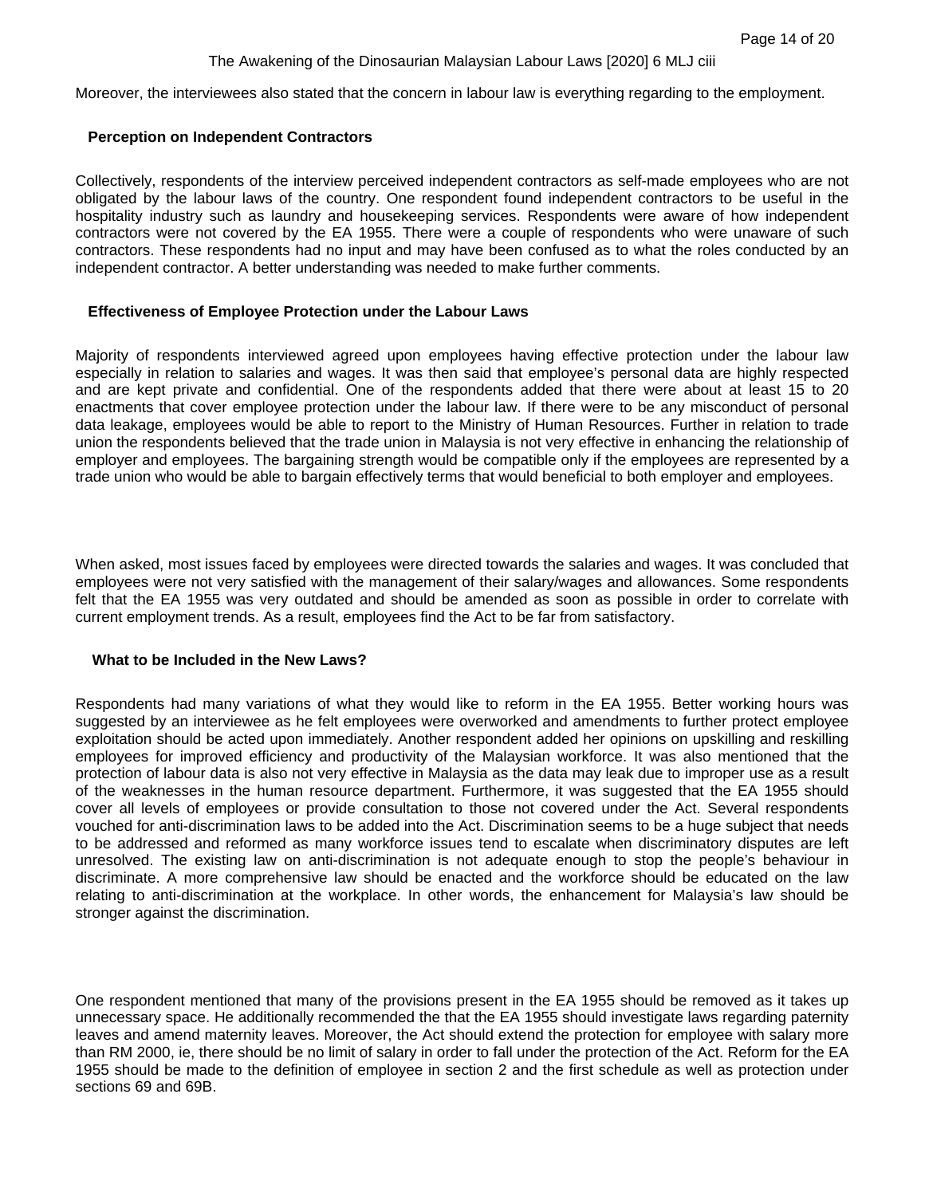Moreover, the interviewees also stated that the concern in labour law is everything regarding to the employment.

### Perception on Independent Contractors

Collectively, respondents of the interview perceived independent contractors as self-made employees who are not obligated by the labour laws of the country. One respondent found independent contractors to be useful in the hospitality industry such as laundry and housekeeping services. Respondents were aware of how independent contractors were not covered by the EA 1955. There were a couple of respondents who were unaware of such contractors. These respondents had no input and may have been confused as to what the roles conducted by an independent contractor. A better understanding was needed to make further comments.

### Effectiveness of Employee Protection under the Labour Laws

Majority of respondents interviewed agreed upon employees having effective protection under the labour law especially in relation to salaries and wages. It was then said that employee's personal data are highly respected and are kept private and confidential. One of the respondents added that there were about at least 15 to 20 enactments that cover employee protection under the labour law. If there were to be any misconduct of personal data leakage, employees would be able to report to the Ministry of Human Resources. Further in relation to trade union the respondents believed that the trade union in Malaysia is not very effective in enhancing the relationship of employer and employees. The bargaining strength would be compatible only if the employees are represented by a trade union who would be able to bargain effectively terms that would beneficial to both employer and employees.

When asked, most issues faced by employees were directed towards the salaries and wages. It was concluded that employees were not very satisfied with the management of their salary/wages and allowances. Some respondents felt that the EA 1955 was very outdated and should be amended as soon as possible in order to correlate with current employment trends. As a result, employees find the Act to be far from satisfactory.

### What to be Included in the New Laws?

Respondents had many variations of what they would like to reform in the EA 1955. Better working hours was suggested by an interviewee as he felt employees were overworked and amendments to further protect employee exploitation should be acted upon immediately. Another respondent added her opinions on upskilling and reskilling employees for improved efficiency and productivity of the Malaysian workforce. It was also mentioned that the protection of labour data is also not very effective in Malaysia as the data may leak due to improper use as a result of the weaknesses in the human resource department. Furthermore, it was suggested that the EA 1955 should cover all levels of employees or provide consultation to those not covered under the Act. Several respondents vouched for anti-discrimination laws to be added into the Act. Discrimination seems to be a huge subject that needs to be addressed and reformed as many workforce issues tend to escalate when discriminatory disputes are left unresolved. The existing law on anti-discrimination is not adequate enough to stop the people's behaviour in discriminate. A more comprehensive law should be enacted and the workforce should be educated on the law relating to anti-discrimination at the workplace. In other words, the enhancement for Malaysia's law should be stronger against the discrimination.

One respondent mentioned that many of the provisions present in the EA 1955 should be removed as it takes up unnecessary space. He additionally recommended the that the EA 1955 should investigate laws regarding paternity leaves and amend maternity leaves. Moreover, the Act should extend the protection for employee with salary more than RM 2000, ie, there should be no limit of salary in order to fall under the protection of the Act. Reform for the EA 1955 should be made to the definition of employee in section 2 and the first schedule as well as protection under sections 69 and 69B.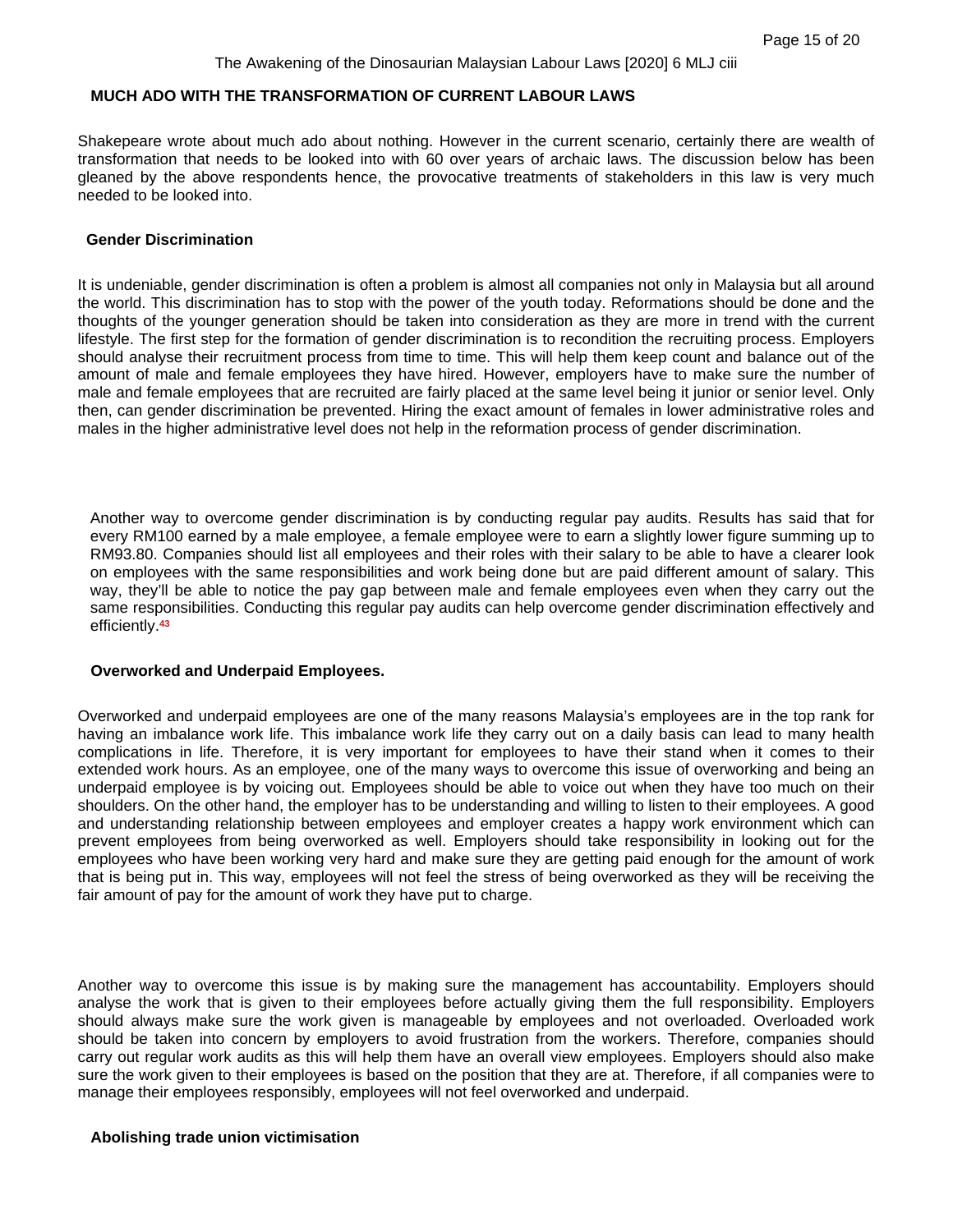## MUCH ADO WITH THE TRANSFORMATION OF CURRENT LABOUR LAWS

Shakepeare wrote about much ado about nothing. However in the current scenario, certainly there are wealth of transformation that needs to be looked into with 60 over years of archaic laws. The discussion below has been gleaned by the above respondents hence, the provocative treatments of stakeholders in this law is very much needed to be looked into.

### Gender Discrimination

It is undeniable, gender discrimination is often a problem is almost all companies not only in Malaysia but all around the world. This discrimination has to stop with the power of the youth today. Reformations should be done and the thoughts of the younger generation should be taken into consideration as they are more in trend with the current lifestyle. The first step for the formation of gender discrimination is to recondition the recruiting process. Employers should analyse their recruitment process from time to time. This will help them keep count and balance out of the amount of male and female employees they have hired. However, employers have to make sure the number of male and female employees that are recruited are fairly placed at the same level being it junior or senior level. Only then, can gender discrimination be prevented. Hiring the exact amount of females in lower administrative roles and males in the higher administrative level does not help in the reformation process of gender discrimination.

Another way to overcome gender discrimination is by conducting regular pay audits. Results has said that for every RM100 earned by a male employee, a female employee were to earn a slightly lower figure summing up to RM93.80. Companies should list all employees and their roles with their salary to be able to have a clearer look on employees with the same responsibilities and work being done but are paid different amount of salary. This way, they'll be able to notice the pay gap between male and female employees even when they carry out the same responsibilities. Conducting this regular pay audits can help overcome gender discrimination effectively and efficiently.[43]

### Overworked and Underpaid Employees.

Overworked and underpaid employees are one of the many reasons Malaysia's employees are in the top rank for having an imbalance work life. This imbalance work life they carry out on a daily basis can lead to many health complications in life. Therefore, it is very important for employees to have their stand when it comes to their extended work hours. As an employee, one of the many ways to overcome this issue of overworking and being an underpaid employee is by voicing out. Employees should be able to voice out when they have too much on their shoulders. On the other hand, the employer has to be understanding and willing to listen to their employees. A good and understanding relationship between employees and employer creates a happy work environment which can prevent employees from being overworked as well. Employers should take responsibility in looking out for the employees who have been working very hard and make sure they are getting paid enough for the amount of work that is being put in. This way, employees will not feel the stress of being overworked as they will be receiving the fair amount of pay for the amount of work they have put to charge.

Another way to overcome this issue is by making sure the management has accountability. Employers should analyse the work that is given to their employees before actually giving them the full responsibility. Employers should always make sure the work given is manageable by employees and not overloaded. Overloaded work should be taken into concern by employers to avoid frustration from the workers. Therefore, companies should carry out regular work audits as this will help them have an overall view employees. Employers should also make sure the work given to their employees is based on the position that they are at. Therefore, if all companies were to manage their employees responsibly, employees will not feel overworked and underpaid.

### Abolishing trade union victimisation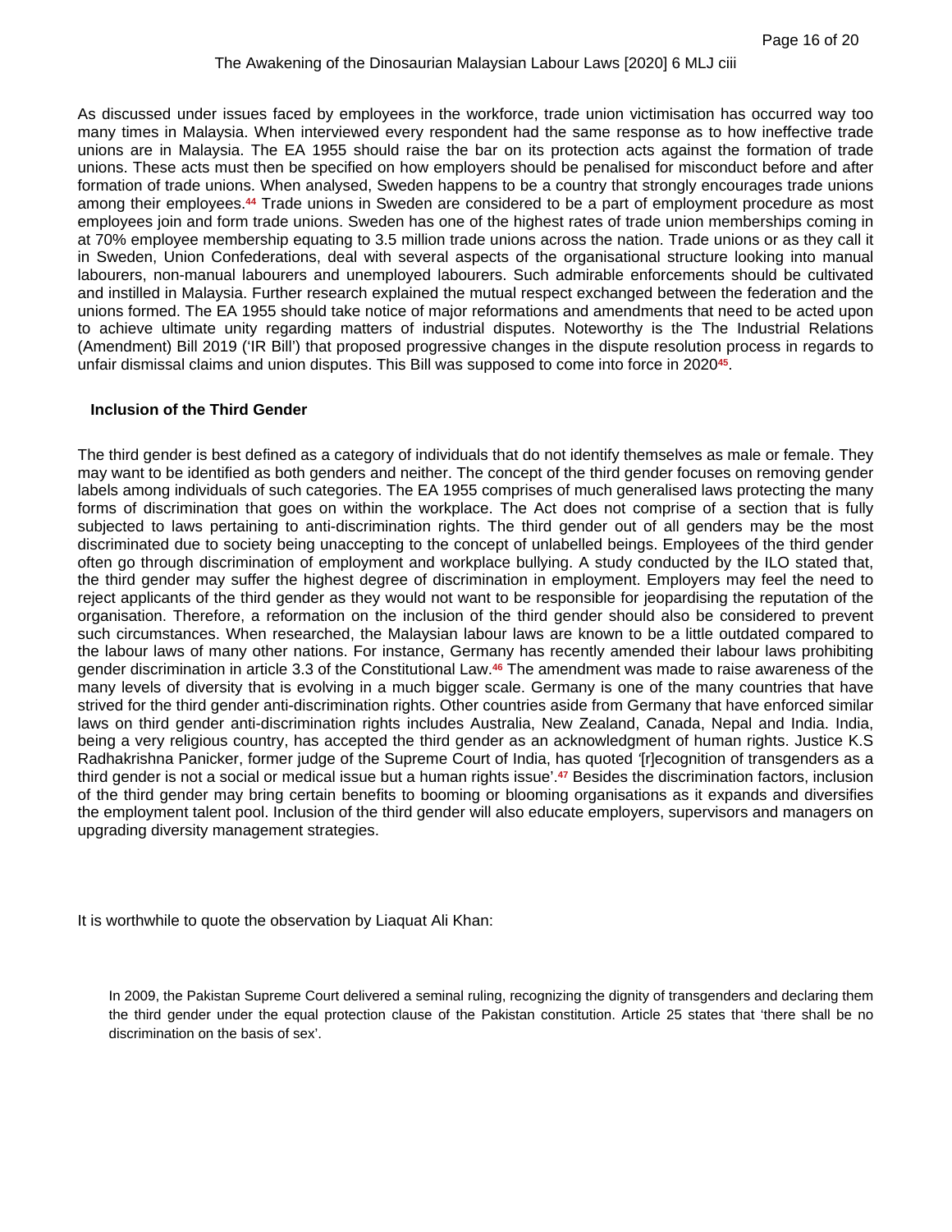As discussed under issues faced by employees in the workforce, trade union victimisation has occurred way too many times in Malaysia. When interviewed every respondent had the same response as to how ineffective trade unions are in Malaysia. The EA 1955 should raise the bar on its protection acts against the formation of trade unions. These acts must then be specified on how employers should be penalised for misconduct before and after formation of trade unions. When analysed, Sweden happens to be a country that strongly encourages trade unions among their employees.[44] Trade unions in Sweden are considered to be a part of employment procedure as most employees join and form trade unions. Sweden has one of the highest rates of trade union memberships coming in at 70% employee membership equating to 3.5 million trade unions across the nation. Trade unions or as they call it in Sweden, Union Confederations, deal with several aspects of the organisational structure looking into manual labourers, non-manual labourers and unemployed labourers. Such admirable enforcements should be cultivated and instilled in Malaysia. Further research explained the mutual respect exchanged between the federation and the unions formed. The EA 1955 should take notice of major reformations and amendments that need to be acted upon to achieve ultimate unity regarding matters of industrial disputes. Noteworthy is the The Industrial Relations (Amendment) Bill 2019 ('IR Bill') that proposed progressive changes in the dispute resolution process in regards to unfair dismissal claims and union disputes. This Bill was supposed to come into force in 2020[45].

**Inclusion of the Third Gender**

The third gender is best defined as a category of individuals that do not identify themselves as male or female. They may want to be identified as both genders and neither. The concept of the third gender focuses on removing gender labels among individuals of such categories. The EA 1955 comprises of much generalised laws protecting the many forms of discrimination that goes on within the workplace. The Act does not comprise of a section that is fully subjected to laws pertaining to anti-discrimination rights. The third gender out of all genders may be the most discriminated due to society being unaccepting to the concept of unlabelled beings. Employees of the third gender often go through discrimination of employment and workplace bullying. A study conducted by the ILO stated that, the third gender may suffer the highest degree of discrimination in employment. Employers may feel the need to reject applicants of the third gender as they would not want to be responsible for jeopardising the reputation of the organisation. Therefore, a reformation on the inclusion of the third gender should also be considered to prevent such circumstances. When researched, the Malaysian labour laws are known to be a little outdated compared to the labour laws of many other nations. For instance, Germany has recently amended their labour laws prohibiting gender discrimination in article 3.3 of the Constitutional Law.[46] The amendment was made to raise awareness of the many levels of diversity that is evolving in a much bigger scale. Germany is one of the many countries that have strived for the third gender anti-discrimination rights. Other countries aside from Germany that have enforced similar laws on third gender anti-discrimination rights includes Australia, New Zealand, Canada, Nepal and India. India, being a very religious country, has accepted the third gender as an acknowledgment of human rights. Justice K.S Radhakrishna Panicker, former judge of the Supreme Court of India, has quoted '[r]ecognition of transgenders as a third gender is not a social or medical issue but a human rights issue'.[47] Besides the discrimination factors, inclusion of the third gender may bring certain benefits to booming or blooming organisations as it expands and diversifies the employment talent pool. Inclusion of the third gender will also educate employers, supervisors and managers on upgrading diversity management strategies.

It is worthwhile to quote the observation by Liaquat Ali Khan:

> In 2009, the Pakistan Supreme Court delivered a seminal ruling, recognizing the dignity of transgenders and declaring them the third gender under the equal protection clause of the Pakistan constitution. Article 25 states that 'there shall be no discrimination on the basis of sex'.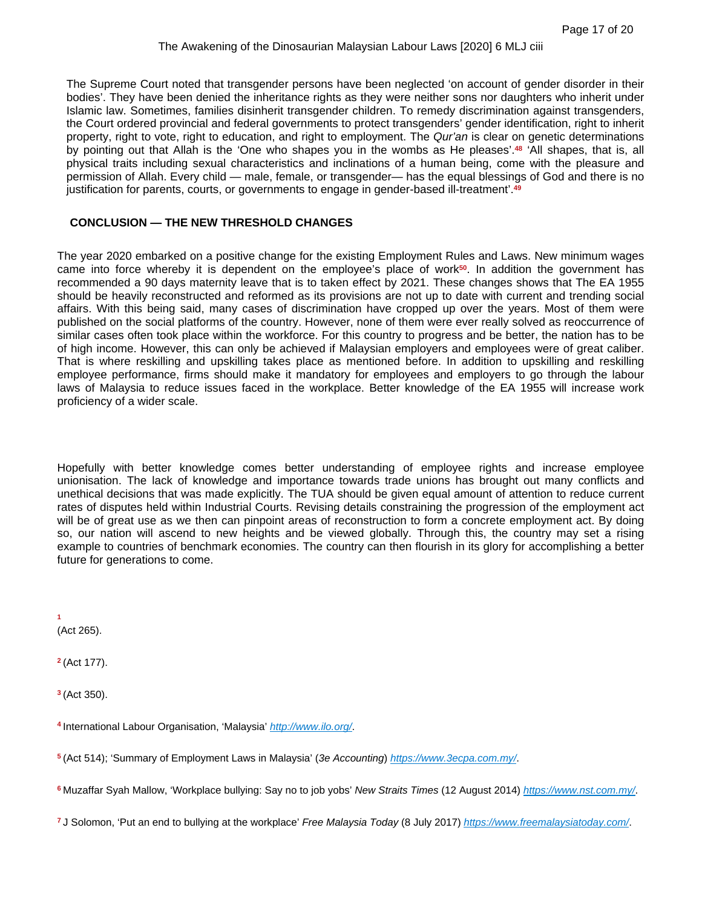The Supreme Court noted that transgender persons have been neglected 'on account of gender disorder in their bodies'. They have been denied the inheritance rights as they were neither sons nor daughters who inherit under Islamic law. Sometimes, families disinherit transgender children. To remedy discrimination against transgenders, the Court ordered provincial and federal governments to protect transgenders' gender identification, right to inherit property, right to vote, right to education, and right to employment. The *Qur'an* is clear on genetic determinations by pointing out that Allah is the 'One who shapes you in the wombs as He pleases'.[48] 'All shapes, that is, all physical traits including sexual characteristics and inclinations of a human being, come with the pleasure and permission of Allah. Every child — male, female, or transgender— has the equal blessings of God and there is no justification for parents, courts, or governments to engage in gender-based ill-treatment'.[49]

**CONCLUSION — THE NEW THRESHOLD CHANGES**

The year 2020 embarked on a positive change for the existing Employment Rules and Laws. New minimum wages came into force whereby it is dependent on the employee's place of work[50]. In addition the government has recommended a 90 days maternity leave that is to taken effect by 2021. These changes shows that The EA 1955 should be heavily reconstructed and reformed as its provisions are not up to date with current and trending social affairs. With this being said, many cases of discrimination have cropped up over the years. Most of them were published on the social platforms of the country. However, none of them were ever really solved as reoccurrence of similar cases often took place within the workforce. For this country to progress and be better, the nation has to be of high income. However, this can only be achieved if Malaysian employers and employees were of great caliber. That is where reskilling and upskilling takes place as mentioned before. In addition to upskilling and reskilling employee performance, firms should make it mandatory for employees and employers to go through the labour laws of Malaysia to reduce issues faced in the workplace. Better knowledge of the EA 1955 will increase work proficiency of a wider scale.

Hopefully with better knowledge comes better understanding of employee rights and increase employee unionisation. The lack of knowledge and importance towards trade unions has brought out many conflicts and unethical decisions that was made explicitly. The TUA should be given equal amount of attention to reduce current rates of disputes held within Industrial Courts. Revising details constraining the progression of the employment act will be of great use as we then can pinpoint areas of reconstruction to form a concrete employment act. By doing so, our nation will ascend to new heights and be viewed globally. Through this, the country may set a rising example to countries of benchmark economies. The country can then flourish in its glory for accomplishing a better future for generations to come.

[1] (Act 265).

[2] (Act 177).

[3] (Act 350).

[4] International Labour Organisation, 'Malaysia' http://www.ilo.org/.

[5] (Act 514); 'Summary of Employment Laws in Malaysia' (*3e Accounting*) https://www.3ecpa.com.my/.

[6] Muzaffar Syah Mallow, 'Workplace bullying: Say no to job yobs' *New Straits Times* (12 August 2014) https://www.nst.com.my/.

[7] J Solomon, 'Put an end to bullying at the workplace' *Free Malaysia Today* (8 July 2017) https://www.freemalaysiatoday.com/.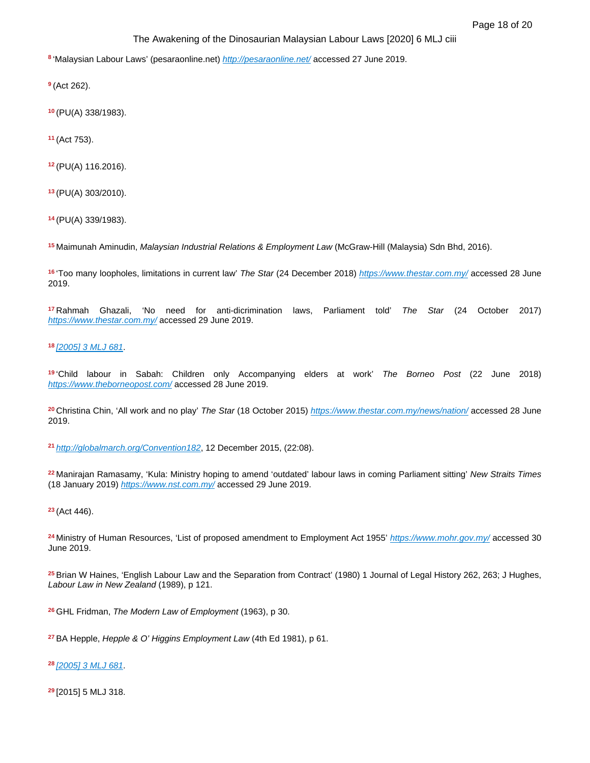[8] 'Malaysian Labour Laws' (pesaraonline.net) http://pesaraonline.net/ accessed 27 June 2019.

[9] (Act 262).

[10] (PU(A) 338/1983).

[11] (Act 753).

[12] (PU(A) 116.2016).

[13] (PU(A) 303/2010).

[14] (PU(A) 339/1983).

[15] Maimunah Aminudin, *Malaysian Industrial Relations & Employment Law* (McGraw-Hill (Malaysia) Sdn Bhd, 2016).

[16] 'Too many loopholes, limitations in current law' *The Star* (24 December 2018) https://www.thestar.com.my/ accessed 28 June 2019.

[17] Rahmah Ghazali, 'No need for anti-dicrimination laws, Parliament told' *The Star* (24 October 2017) https://www.thestar.com.my/ accessed 29 June 2019.

[18] [2005] 3 MLJ 681.

[19] 'Child labour in Sabah: Children only Accompanying elders at work' *The Borneo Post* (22 June 2018) https://www.theborneopost.com/ accessed 28 June 2019.

[20] Christina Chin, 'All work and no play' *The Star* (18 October 2015) https://www.thestar.com.my/news/nation/ accessed 28 June 2019.

[21] http://globalmarch.org/Convention182, 12 December 2015, (22:08).

[22] Manirajan Ramasamy, 'Kula: Ministry hoping to amend 'outdated' labour laws in coming Parliament sitting' *New Straits Times* (18 January 2019) https://www.nst.com.my/ accessed 29 June 2019.

[23] (Act 446).

[24] Ministry of Human Resources, 'List of proposed amendment to Employment Act 1955' https://www.mohr.gov.my/ accessed 30 June 2019.

[25] Brian W Haines, 'English Labour Law and the Separation from Contract' (1980) 1 Journal of Legal History 262, 263; J Hughes, *Labour Law in New Zealand* (1989), p 121.

[26] GHL Fridman, *The Modern Law of Employment* (1963), p 30.

[27] BA Hepple, *Hepple & O' Higgins Employment Law* (4th Ed 1981), p 61.

[28] [2005] 3 MLJ 681.

[29] [2015] 5 MLJ 318.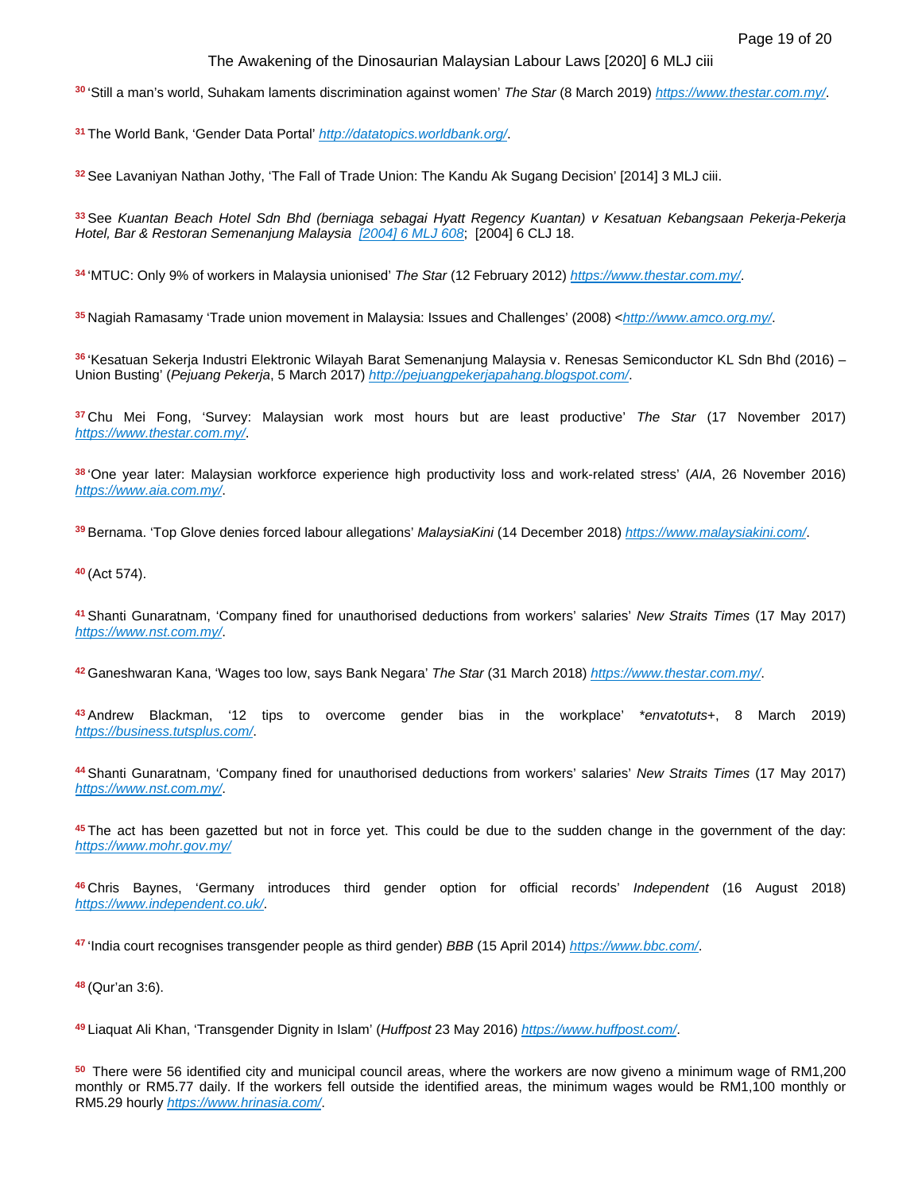[30] 'Still a man's world, Suhakam laments discrimination against women' *The Star* (8 March 2019) https://www.thestar.com.my/.

[31] The World Bank, 'Gender Data Portal' http://datatopics.worldbank.org/.

[32] See Lavaniyan Nathan Jothy, 'The Fall of Trade Union: The Kandu Ak Sugang Decision' [2014] 3 MLJ ciii.

[33] See *Kuantan Beach Hotel Sdn Bhd (berniaga sebagai Hyatt Regency Kuantan) v Kesatuan Kebangsaan Pekerja-Pekerja Hotel, Bar & Restoran Semenanjung Malaysia* [2004] 6 MLJ 608; [2004] 6 CLJ 18.

[34] 'MTUC: Only 9% of workers in Malaysia unionised' *The Star* (12 February 2012) https://www.thestar.com.my/.

[35] Nagiah Ramasamy 'Trade union movement in Malaysia: Issues and Challenges' (2008) <http://www.amco.org.my/.

[36] 'Kesatuan Sekerja Industri Elektronic Wilayah Barat Semenanjung Malaysia v. Renesas Semiconductor KL Sdn Bhd (2016) – Union Busting' (*Pejuang Pekerja*, 5 March 2017) http://pejuangpekerjapahang.blogspot.com/.

[37] Chu Mei Fong, 'Survey: Malaysian work most hours but are least productive' *The Star* (17 November 2017) https://www.thestar.com.my/.

[38] 'One year later: Malaysian workforce experience high productivity loss and work-related stress' (*AIA*, 26 November 2016) https://www.aia.com.my/.

[39] Bernama. 'Top Glove denies forced labour allegations' *MalaysiaKini* (14 December 2018) https://www.malaysiakini.com/.

[40] (Act 574).

[41] Shanti Gunaratnam, 'Company fined for unauthorised deductions from workers' salaries' *New Straits Times* (17 May 2017) https://www.nst.com.my/.

[42] Ganeshwaran Kana, 'Wages too low, says Bank Negara' *The Star* (31 March 2018) https://www.thestar.com.my/.

[43] Andrew Blackman, '12 tips to overcome gender bias in the workplace' *envatotuts+, 8 March 2019) https://business.tutsplus.com/.

[44] Shanti Gunaratnam, 'Company fined for unauthorised deductions from workers' salaries' *New Straits Times* (17 May 2017) https://www.nst.com.my/.

[45] The act has been gazetted but not in force yet. This could be due to the sudden change in the government of the day: https://www.mohr.gov.my/

[46] Chris Baynes, 'Germany introduces third gender option for official records' *Independent* (16 August 2018) https://www.independent.co.uk/.

[47] 'India court recognises transgender people as third gender) *BBB* (15 April 2014) https://www.bbc.com/.

[48] (Qur'an 3:6).

[49] Liaquat Ali Khan, 'Transgender Dignity in Islam' (*Huffpost* 23 May 2016) https://www.huffpost.com/.

[50] There were 56 identified city and municipal council areas, where the workers are now giveno a minimum wage of RM1,200 monthly or RM5.77 daily. If the workers fell outside the identified areas, the minimum wages would be RM1,100 monthly or RM5.29 hourly https://www.hrinasia.com/.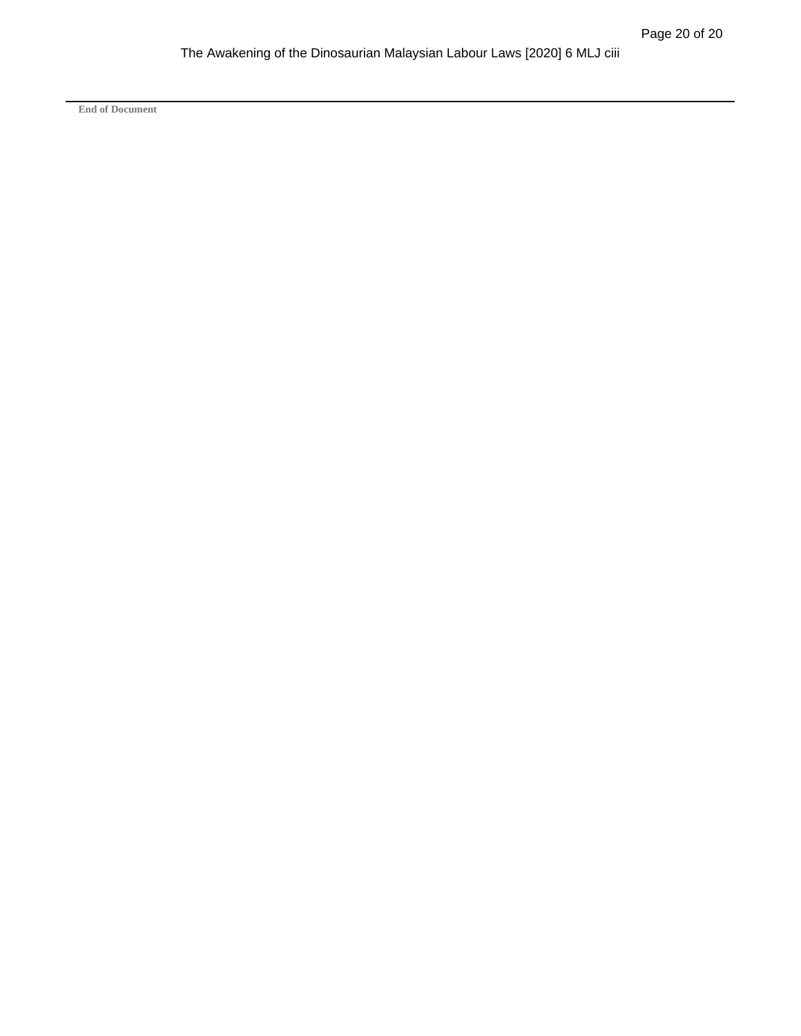**End of Document**